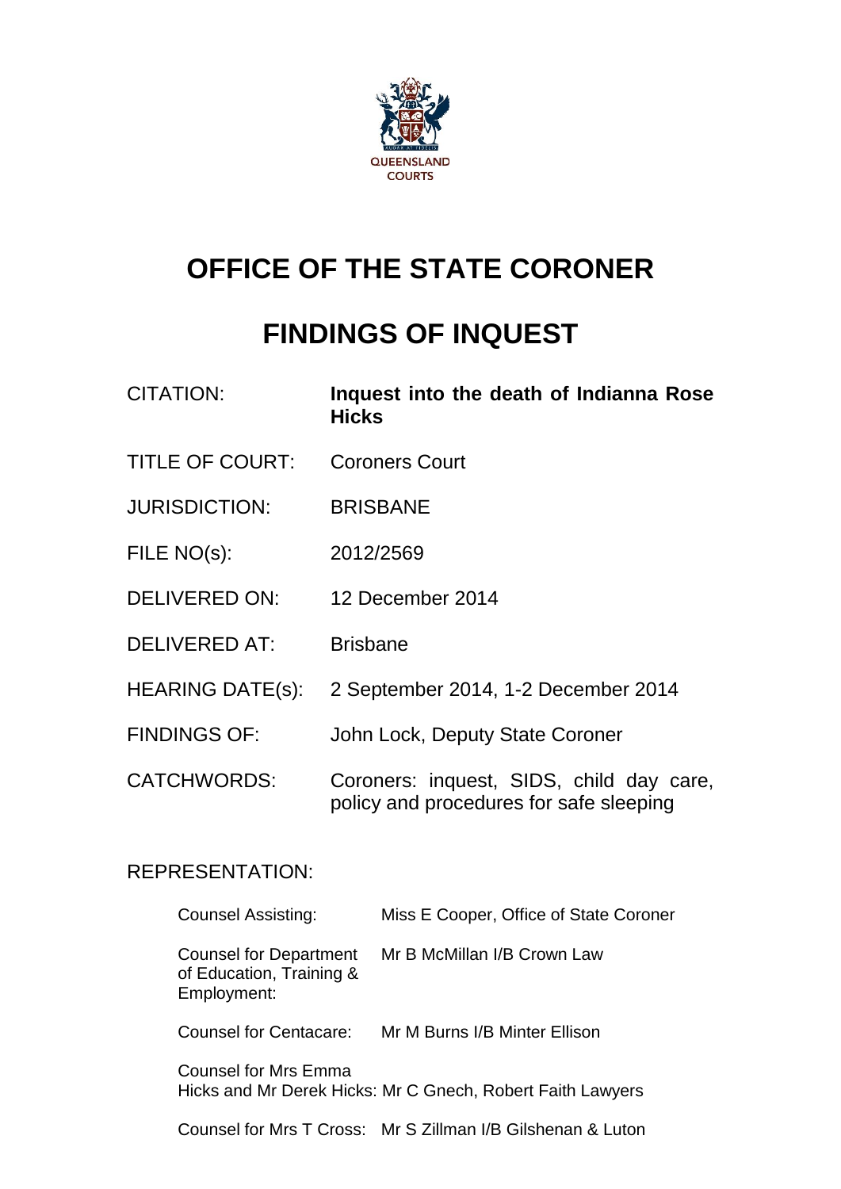QUEENSLAND COURTS

# OFFICE OF THE STATE CORONER

# FINDINGS OF INQUEST

| | |
|---|---|
| CITATION: | **Inquest into the death of Indianna Rose Hicks** |
| TITLE OF COURT: | Coroners Court |
| JURISDICTION: | BRISBANE |
| FILE NO(s): | 2012/2569 |
| DELIVERED ON: | 12 December 2014 |
| DELIVERED AT: | Brisbane |
| HEARING DATE(s): | 2 September 2014, 1-2 December 2014 |
| FINDINGS OF: | John Lock, Deputy State Coroner |
| CATCHWORDS: | Coroners: inquest, SIDS, child day care, policy and procedures for safe sleeping |

REPRESENTATION:

| | |
|---|---|
| Counsel Assisting: | Miss E Cooper, Office of State Coroner |
| Counsel for Department of Education, Training & Employment: | Mr B McMillan I/B Crown Law |
| Counsel for Centacare: | Mr M Burns I/B Minter Ellison |
| Counsel for Mrs Emma Hicks and Mr Derek Hicks: | Mr C Gnech, Robert Faith Lawyers |
| Counsel for Mrs T Cross: | Mr S Zillman I/B Gilshenan & Luton |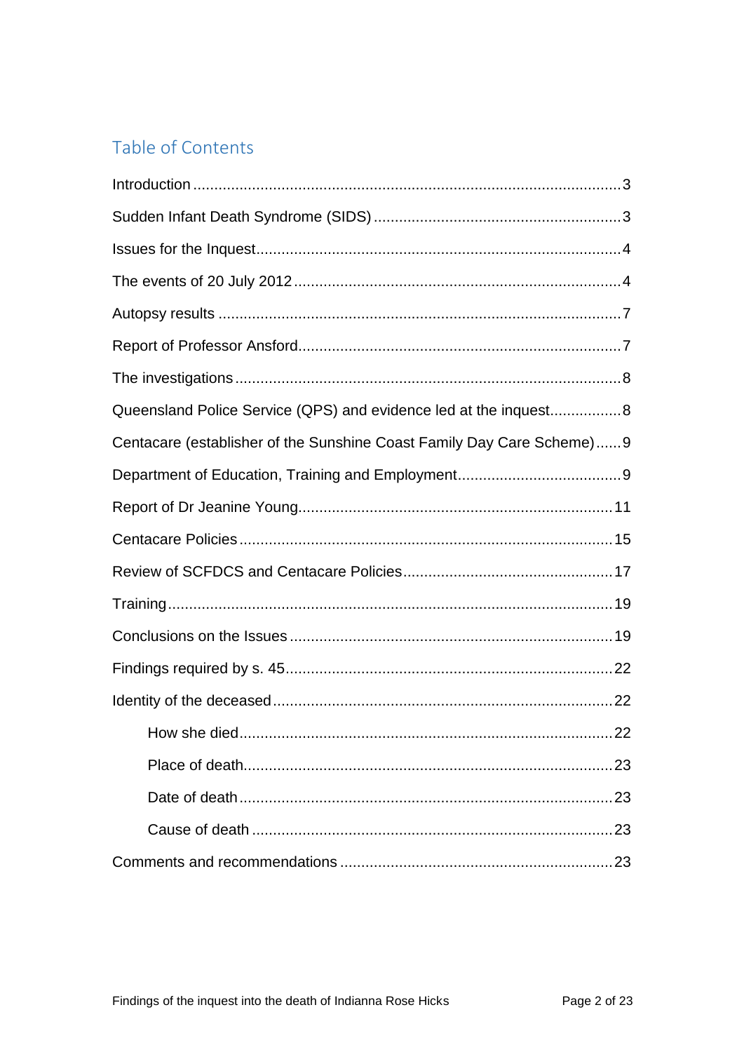## Table of Contents

Introduction .....3

Sudden Infant Death Syndrome (SIDS) .....3

Issues for the Inquest .....4

The events of 20 July 2012 .....4

Autopsy results .....7

Report of Professor Ansford .....7

The investigations .....8

Queensland Police Service (QPS) and evidence led at the inquest .....8

Centacare (establisher of the Sunshine Coast Family Day Care Scheme) .....9

Department of Education, Training and Employment .....9

Report of Dr Jeanine Young .....11

Centacare Policies .....15

Review of SCFDCS and Centacare Policies .....17

Training .....19

Conclusions on the Issues .....19

Findings required by s. 45 .....22

Identity of the deceased .....22

- How she died .....22
- Place of death .....23
- Date of death .....23
- Cause of death .....23

Comments and recommendations .....23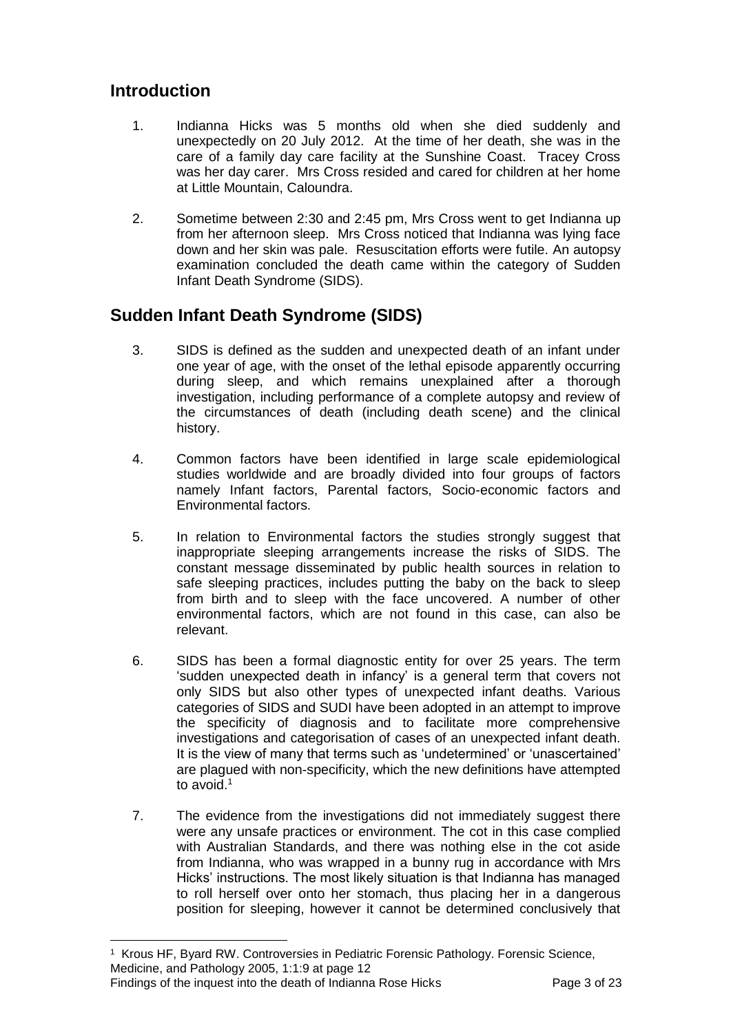## Introduction

1. Indianna Hicks was 5 months old when she died suddenly and unexpectedly on 20 July 2012. At the time of her death, she was in the care of a family day care facility at the Sunshine Coast. Tracey Cross was her day carer. Mrs Cross resided and cared for children at her home at Little Mountain, Caloundra.

2. Sometime between 2:30 and 2:45 pm, Mrs Cross went to get Indianna up from her afternoon sleep. Mrs Cross noticed that Indianna was lying face down and her skin was pale. Resuscitation efforts were futile. An autopsy examination concluded the death came within the category of Sudden Infant Death Syndrome (SIDS).

## Sudden Infant Death Syndrome (SIDS)

3. SIDS is defined as the sudden and unexpected death of an infant under one year of age, with the onset of the lethal episode apparently occurring during sleep, and which remains unexplained after a thorough investigation, including performance of a complete autopsy and review of the circumstances of death (including death scene) and the clinical history.

4. Common factors have been identified in large scale epidemiological studies worldwide and are broadly divided into four groups of factors namely Infant factors, Parental factors, Socio-economic factors and Environmental factors.

5. In relation to Environmental factors the studies strongly suggest that inappropriate sleeping arrangements increase the risks of SIDS. The constant message disseminated by public health sources in relation to safe sleeping practices, includes putting the baby on the back to sleep from birth and to sleep with the face uncovered. A number of other environmental factors, which are not found in this case, can also be relevant.

6. SIDS has been a formal diagnostic entity for over 25 years. The term 'sudden unexpected death in infancy' is a general term that covers not only SIDS but also other types of unexpected infant deaths. Various categories of SIDS and SUDI have been adopted in an attempt to improve the specificity of diagnosis and to facilitate more comprehensive investigations and categorisation of cases of an unexpected infant death. It is the view of many that terms such as 'undetermined' or 'unascertained' are plagued with non-specificity, which the new definitions have attempted to avoid.[1]

7. The evidence from the investigations did not immediately suggest there were any unsafe practices or environment. The cot in this case complied with Australian Standards, and there was nothing else in the cot aside from Indianna, who was wrapped in a bunny rug in accordance with Mrs Hicks' instructions. The most likely situation is that Indianna has managed to roll herself over onto her stomach, thus placing her in a dangerous position for sleeping, however it cannot be determined conclusively that

---

[1] Krous HF, Byard RW. Controversies in Pediatric Forensic Pathology. Forensic Science, Medicine, and Pathology 2005, 1:1:9 at page 12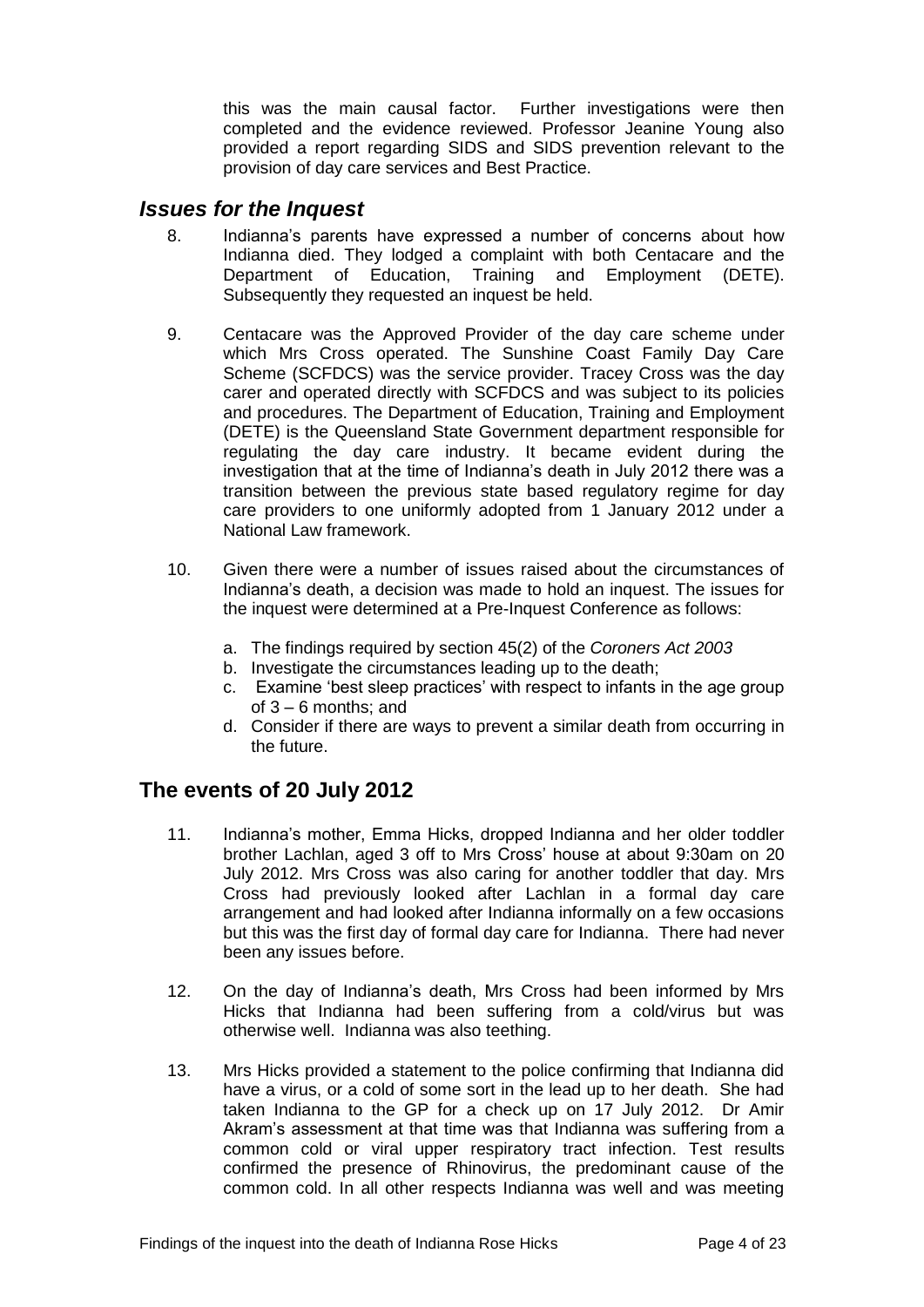this was the main causal factor. Further investigations were then completed and the evidence reviewed. Professor Jeanine Young also provided a report regarding SIDS and SIDS prevention relevant to the provision of day care services and Best Practice.

## *Issues for the Inquest*

8. Indianna's parents have expressed a number of concerns about how Indianna died. They lodged a complaint with both Centacare and the Department of Education, Training and Employment (DETE). Subsequently they requested an inquest be held.

9. Centacare was the Approved Provider of the day care scheme under which Mrs Cross operated. The Sunshine Coast Family Day Care Scheme (SCFDCS) was the service provider. Tracey Cross was the day carer and operated directly with SCFDCS and was subject to its policies and procedures. The Department of Education, Training and Employment (DETE) is the Queensland State Government department responsible for regulating the day care industry. It became evident during the investigation that at the time of Indianna's death in July 2012 there was a transition between the previous state based regulatory regime for day care providers to one uniformly adopted from 1 January 2012 under a National Law framework.

10. Given there were a number of issues raised about the circumstances of Indianna's death, a decision was made to hold an inquest. The issues for the inquest were determined at a Pre-Inquest Conference as follows:

    a. The findings required by section 45(2) of the *Coroners Act 2003*
    b. Investigate the circumstances leading up to the death;
    c. Examine 'best sleep practices' with respect to infants in the age group of 3 – 6 months; and
    d. Consider if there are ways to prevent a similar death from occurring in the future.

## The events of 20 July 2012

11. Indianna's mother, Emma Hicks, dropped Indianna and her older toddler brother Lachlan, aged 3 off to Mrs Cross' house at about 9:30am on 20 July 2012. Mrs Cross was also caring for another toddler that day. Mrs Cross had previously looked after Lachlan in a formal day care arrangement and had looked after Indianna informally on a few occasions but this was the first day of formal day care for Indianna. There had never been any issues before.

12. On the day of Indianna's death, Mrs Cross had been informed by Mrs Hicks that Indianna had been suffering from a cold/virus but was otherwise well. Indianna was also teething.

13. Mrs Hicks provided a statement to the police confirming that Indianna did have a virus, or a cold of some sort in the lead up to her death. She had taken Indianna to the GP for a check up on 17 July 2012. Dr Amir Akram's assessment at that time was that Indianna was suffering from a common cold or viral upper respiratory tract infection. Test results confirmed the presence of Rhinovirus, the predominant cause of the common cold. In all other respects Indianna was well and was meeting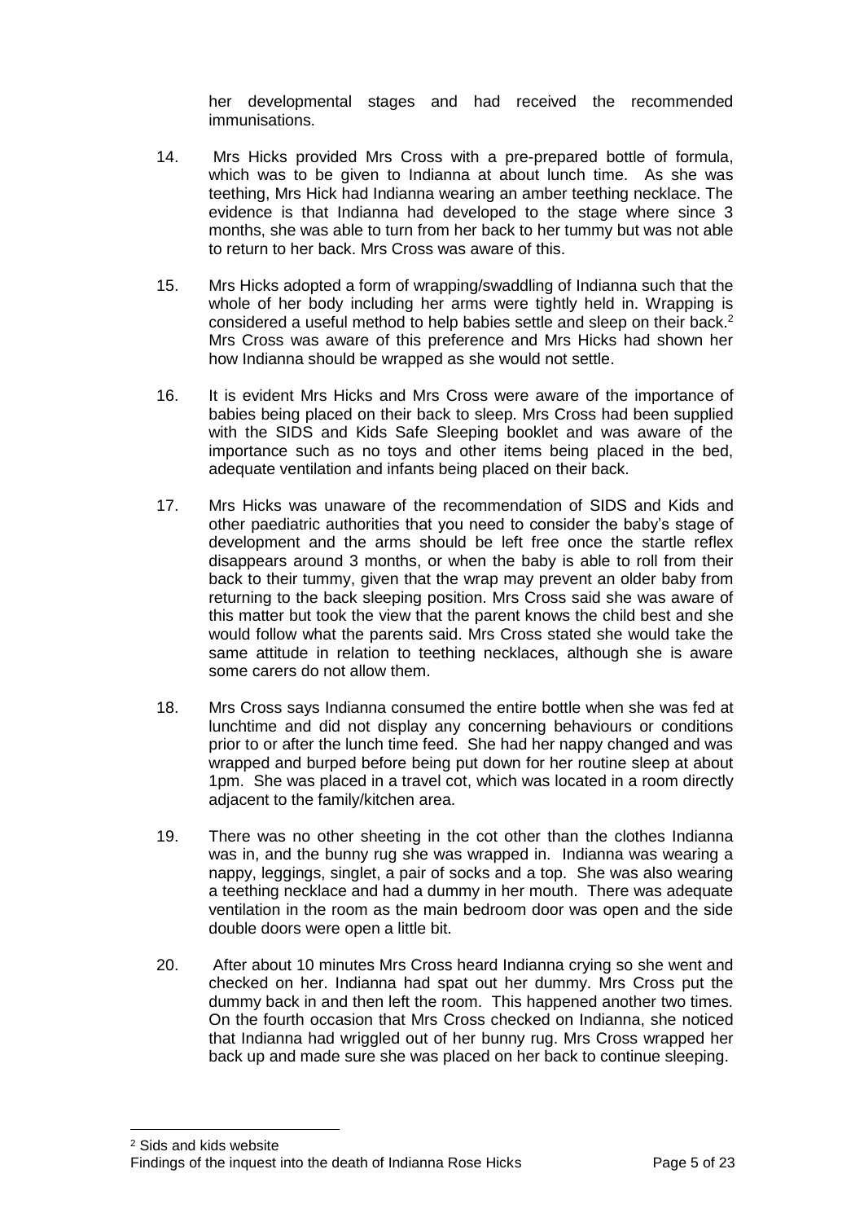her developmental stages and had received the recommended immunisations.

14. Mrs Hicks provided Mrs Cross with a pre-prepared bottle of formula, which was to be given to Indianna at about lunch time. As she was teething, Mrs Hick had Indianna wearing an amber teething necklace. The evidence is that Indianna had developed to the stage where since 3 months, she was able to turn from her back to her tummy but was not able to return to her back. Mrs Cross was aware of this.

15. Mrs Hicks adopted a form of wrapping/swaddling of Indianna such that the whole of her body including her arms were tightly held in. Wrapping is considered a useful method to help babies settle and sleep on their back.[2] Mrs Cross was aware of this preference and Mrs Hicks had shown her how Indianna should be wrapped as she would not settle.

16. It is evident Mrs Hicks and Mrs Cross were aware of the importance of babies being placed on their back to sleep. Mrs Cross had been supplied with the SIDS and Kids Safe Sleeping booklet and was aware of the importance such as no toys and other items being placed in the bed, adequate ventilation and infants being placed on their back.

17. Mrs Hicks was unaware of the recommendation of SIDS and Kids and other paediatric authorities that you need to consider the baby's stage of development and the arms should be left free once the startle reflex disappears around 3 months, or when the baby is able to roll from their back to their tummy, given that the wrap may prevent an older baby from returning to the back sleeping position. Mrs Cross said she was aware of this matter but took the view that the parent knows the child best and she would follow what the parents said. Mrs Cross stated she would take the same attitude in relation to teething necklaces, although she is aware some carers do not allow them.

18. Mrs Cross says Indianna consumed the entire bottle when she was fed at lunchtime and did not display any concerning behaviours or conditions prior to or after the lunch time feed. She had her nappy changed and was wrapped and burped before being put down for her routine sleep at about 1pm. She was placed in a travel cot, which was located in a room directly adjacent to the family/kitchen area.

19. There was no other sheeting in the cot other than the clothes Indianna was in, and the bunny rug she was wrapped in. Indianna was wearing a nappy, leggings, singlet, a pair of socks and a top. She was also wearing a teething necklace and had a dummy in her mouth. There was adequate ventilation in the room as the main bedroom door was open and the side double doors were open a little bit.

20. After about 10 minutes Mrs Cross heard Indianna crying so she went and checked on her. Indianna had spat out her dummy. Mrs Cross put the dummy back in and then left the room. This happened another two times. On the fourth occasion that Mrs Cross checked on Indianna, she noticed that Indianna had wriggled out of her bunny rug. Mrs Cross wrapped her back up and made sure she was placed on her back to continue sleeping.

---

[2] Sids and kids website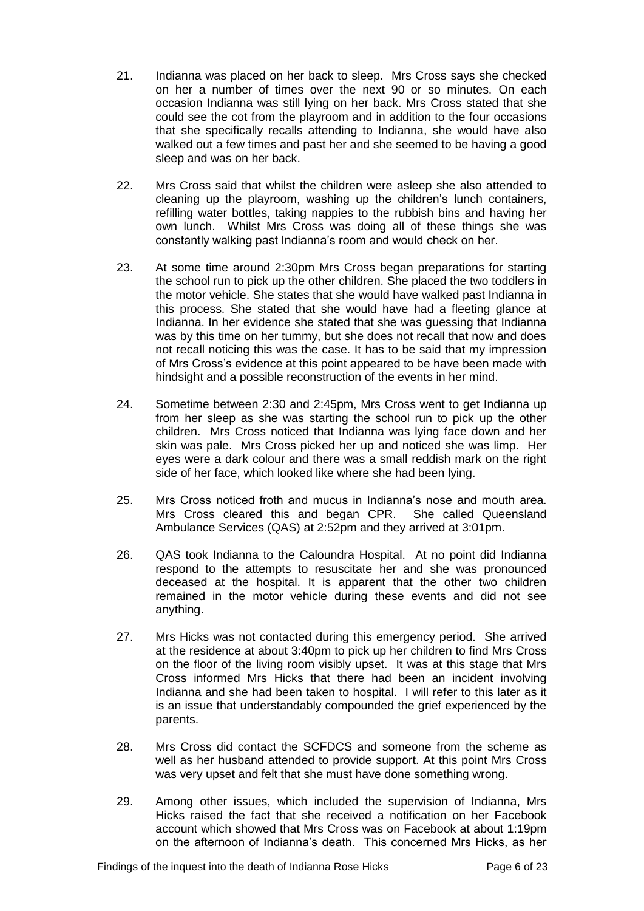21. Indianna was placed on her back to sleep. Mrs Cross says she checked on her a number of times over the next 90 or so minutes. On each occasion Indianna was still lying on her back. Mrs Cross stated that she could see the cot from the playroom and in addition to the four occasions that she specifically recalls attending to Indianna, she would have also walked out a few times and past her and she seemed to be having a good sleep and was on her back.

22. Mrs Cross said that whilst the children were asleep she also attended to cleaning up the playroom, washing up the children's lunch containers, refilling water bottles, taking nappies to the rubbish bins and having her own lunch. Whilst Mrs Cross was doing all of these things she was constantly walking past Indianna's room and would check on her.

23. At some time around 2:30pm Mrs Cross began preparations for starting the school run to pick up the other children. She placed the two toddlers in the motor vehicle. She states that she would have walked past Indianna in this process. She stated that she would have had a fleeting glance at Indianna. In her evidence she stated that she was guessing that Indianna was by this time on her tummy, but she does not recall that now and does not recall noticing this was the case. It has to be said that my impression of Mrs Cross's evidence at this point appeared to be have been made with hindsight and a possible reconstruction of the events in her mind.

24. Sometime between 2:30 and 2:45pm, Mrs Cross went to get Indianna up from her sleep as she was starting the school run to pick up the other children. Mrs Cross noticed that Indianna was lying face down and her skin was pale. Mrs Cross picked her up and noticed she was limp. Her eyes were a dark colour and there was a small reddish mark on the right side of her face, which looked like where she had been lying.

25. Mrs Cross noticed froth and mucus in Indianna's nose and mouth area. Mrs Cross cleared this and began CPR. She called Queensland Ambulance Services (QAS) at 2:52pm and they arrived at 3:01pm.

26. QAS took Indianna to the Caloundra Hospital. At no point did Indianna respond to the attempts to resuscitate her and she was pronounced deceased at the hospital. It is apparent that the other two children remained in the motor vehicle during these events and did not see anything.

27. Mrs Hicks was not contacted during this emergency period. She arrived at the residence at about 3:40pm to pick up her children to find Mrs Cross on the floor of the living room visibly upset. It was at this stage that Mrs Cross informed Mrs Hicks that there had been an incident involving Indianna and she had been taken to hospital. I will refer to this later as it is an issue that understandably compounded the grief experienced by the parents.

28. Mrs Cross did contact the SCFDCS and someone from the scheme as well as her husband attended to provide support. At this point Mrs Cross was very upset and felt that she must have done something wrong.

29. Among other issues, which included the supervision of Indianna, Mrs Hicks raised the fact that she received a notification on her Facebook account which showed that Mrs Cross was on Facebook at about 1:19pm on the afternoon of Indianna's death. This concerned Mrs Hicks, as her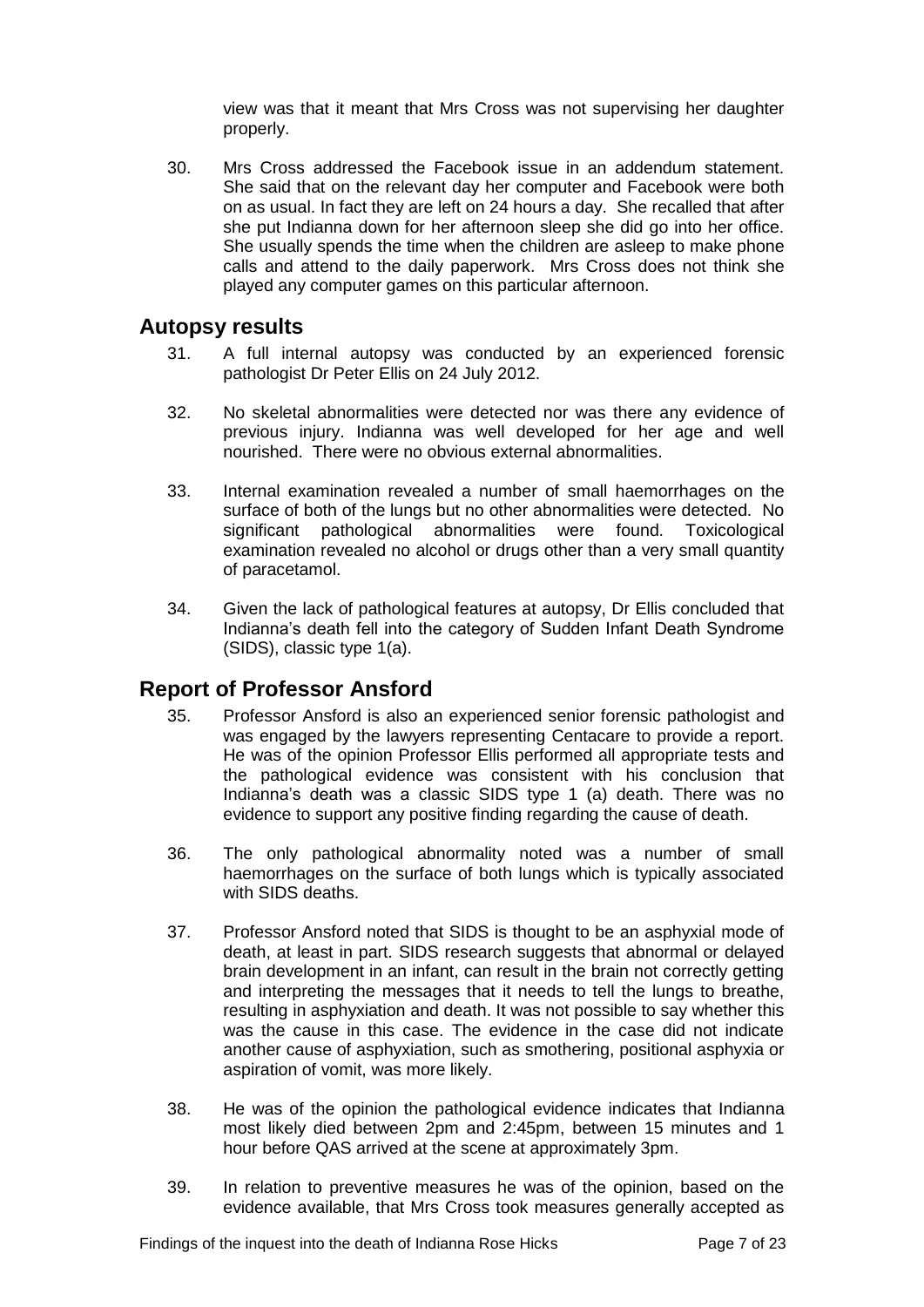view was that it meant that Mrs Cross was not supervising her daughter properly.

30. Mrs Cross addressed the Facebook issue in an addendum statement. She said that on the relevant day her computer and Facebook were both on as usual. In fact they are left on 24 hours a day. She recalled that after she put Indianna down for her afternoon sleep she did go into her office. She usually spends the time when the children are asleep to make phone calls and attend to the daily paperwork. Mrs Cross does not think she played any computer games on this particular afternoon.

## Autopsy results

31. A full internal autopsy was conducted by an experienced forensic pathologist Dr Peter Ellis on 24 July 2012.

32. No skeletal abnormalities were detected nor was there any evidence of previous injury. Indianna was well developed for her age and well nourished. There were no obvious external abnormalities.

33. Internal examination revealed a number of small haemorrhages on the surface of both of the lungs but no other abnormalities were detected. No significant pathological abnormalities were found. Toxicological examination revealed no alcohol or drugs other than a very small quantity of paracetamol.

34. Given the lack of pathological features at autopsy, Dr Ellis concluded that Indianna's death fell into the category of Sudden Infant Death Syndrome (SIDS), classic type 1(a).

## Report of Professor Ansford

35. Professor Ansford is also an experienced senior forensic pathologist and was engaged by the lawyers representing Centacare to provide a report. He was of the opinion Professor Ellis performed all appropriate tests and the pathological evidence was consistent with his conclusion that Indianna's death was a classic SIDS type 1 (a) death. There was no evidence to support any positive finding regarding the cause of death.

36. The only pathological abnormality noted was a number of small haemorrhages on the surface of both lungs which is typically associated with SIDS deaths.

37. Professor Ansford noted that SIDS is thought to be an asphyxial mode of death, at least in part. SIDS research suggests that abnormal or delayed brain development in an infant, can result in the brain not correctly getting and interpreting the messages that it needs to tell the lungs to breathe, resulting in asphyxiation and death. It was not possible to say whether this was the cause in this case. The evidence in the case did not indicate another cause of asphyxiation, such as smothering, positional asphyxia or aspiration of vomit, was more likely.

38. He was of the opinion the pathological evidence indicates that Indianna most likely died between 2pm and 2:45pm, between 15 minutes and 1 hour before QAS arrived at the scene at approximately 3pm.

39. In relation to preventive measures he was of the opinion, based on the evidence available, that Mrs Cross took measures generally accepted as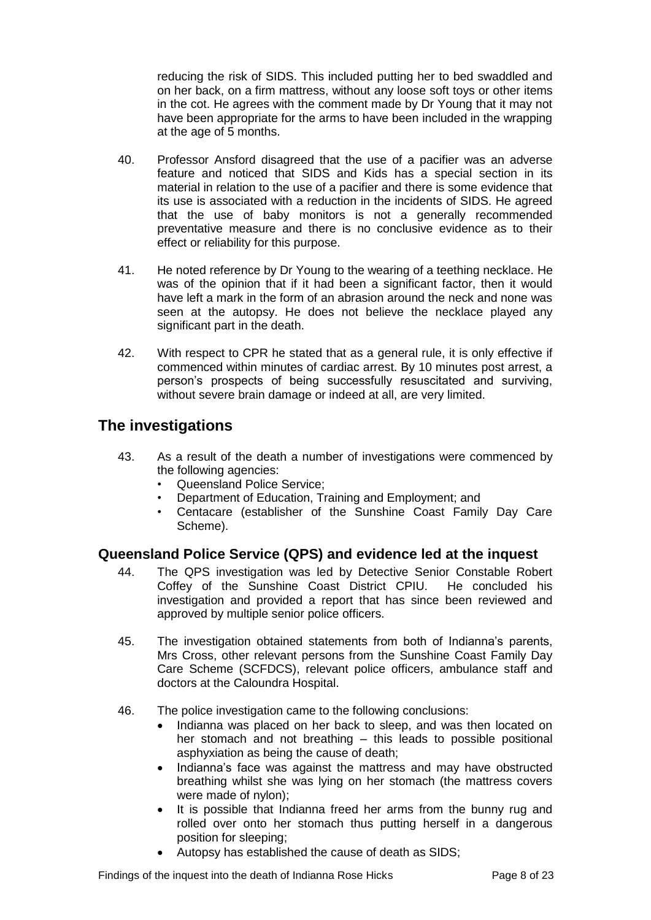reducing the risk of SIDS. This included putting her to bed swaddled and on her back, on a firm mattress, without any loose soft toys or other items in the cot. He agrees with the comment made by Dr Young that it may not have been appropriate for the arms to have been included in the wrapping at the age of 5 months.

40. Professor Ansford disagreed that the use of a pacifier was an adverse feature and noticed that SIDS and Kids has a special section in its material in relation to the use of a pacifier and there is some evidence that its use is associated with a reduction in the incidents of SIDS. He agreed that the use of baby monitors is not a generally recommended preventative measure and there is no conclusive evidence as to their effect or reliability for this purpose.

41. He noted reference by Dr Young to the wearing of a teething necklace. He was of the opinion that if it had been a significant factor, then it would have left a mark in the form of an abrasion around the neck and none was seen at the autopsy. He does not believe the necklace played any significant part in the death.

42. With respect to CPR he stated that as a general rule, it is only effective if commenced within minutes of cardiac arrest. By 10 minutes post arrest, a person's prospects of being successfully resuscitated and surviving, without severe brain damage or indeed at all, are very limited.

## The investigations

43. As a result of the death a number of investigations were commenced by the following agencies:
    - Queensland Police Service;
    - Department of Education, Training and Employment; and
    - Centacare (establisher of the Sunshine Coast Family Day Care Scheme).

### Queensland Police Service (QPS) and evidence led at the inquest

44. The QPS investigation was led by Detective Senior Constable Robert Coffey of the Sunshine Coast District CPIU. He concluded his investigation and provided a report that has since been reviewed and approved by multiple senior police officers.

45. The investigation obtained statements from both of Indianna's parents, Mrs Cross, other relevant persons from the Sunshine Coast Family Day Care Scheme (SCFDCS), relevant police officers, ambulance staff and doctors at the Caloundra Hospital.

46. The police investigation came to the following conclusions:
    - Indianna was placed on her back to sleep, and was then located on her stomach and not breathing – this leads to possible positional asphyxiation as being the cause of death;
    - Indianna's face was against the mattress and may have obstructed breathing whilst she was lying on her stomach (the mattress covers were made of nylon);
    - It is possible that Indianna freed her arms from the bunny rug and rolled over onto her stomach thus putting herself in a dangerous position for sleeping;
    - Autopsy has established the cause of death as SIDS;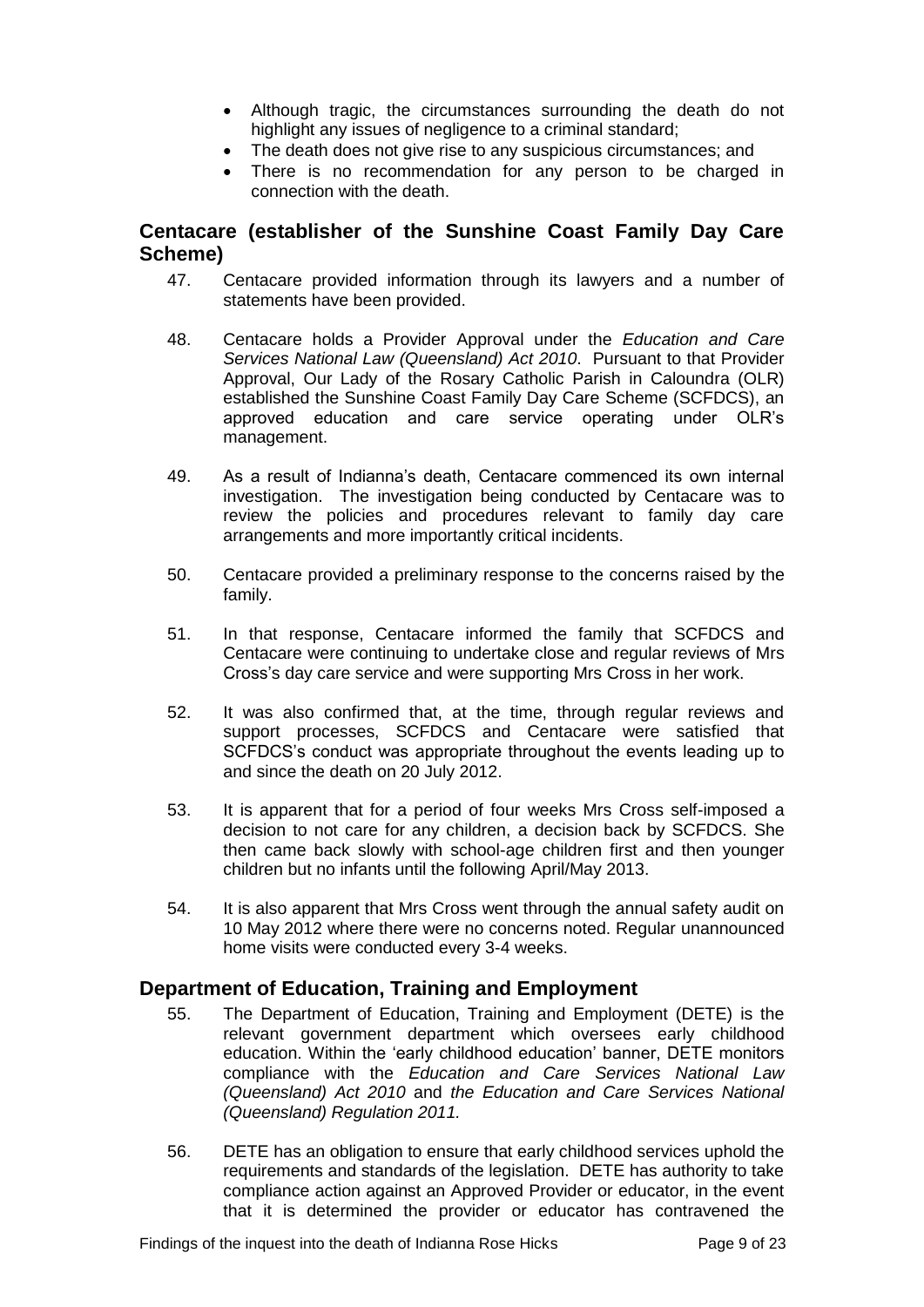- Although tragic, the circumstances surrounding the death do not highlight any issues of negligence to a criminal standard;
- The death does not give rise to any suspicious circumstances; and
- There is no recommendation for any person to be charged in connection with the death.

## Centacare (establisher of the Sunshine Coast Family Day Care Scheme)

47. Centacare provided information through its lawyers and a number of statements have been provided.

48. Centacare holds a Provider Approval under the *Education and Care Services National Law (Queensland) Act 2010*. Pursuant to that Provider Approval, Our Lady of the Rosary Catholic Parish in Caloundra (OLR) established the Sunshine Coast Family Day Care Scheme (SCFDCS), an approved education and care service operating under OLR's management.

49. As a result of Indianna's death, Centacare commenced its own internal investigation. The investigation being conducted by Centacare was to review the policies and procedures relevant to family day care arrangements and more importantly critical incidents.

50. Centacare provided a preliminary response to the concerns raised by the family.

51. In that response, Centacare informed the family that SCFDCS and Centacare were continuing to undertake close and regular reviews of Mrs Cross's day care service and were supporting Mrs Cross in her work.

52. It was also confirmed that, at the time, through regular reviews and support processes, SCFDCS and Centacare were satisfied that SCFDCS's conduct was appropriate throughout the events leading up to and since the death on 20 July 2012.

53. It is apparent that for a period of four weeks Mrs Cross self-imposed a decision to not care for any children, a decision back by SCFDCS. She then came back slowly with school-age children first and then younger children but no infants until the following April/May 2013.

54. It is also apparent that Mrs Cross went through the annual safety audit on 10 May 2012 where there were no concerns noted. Regular unannounced home visits were conducted every 3-4 weeks.

## Department of Education, Training and Employment

55. The Department of Education, Training and Employment (DETE) is the relevant government department which oversees early childhood education. Within the 'early childhood education' banner, DETE monitors compliance with the *Education and Care Services National Law (Queensland) Act 2010* and *the Education and Care Services National (Queensland) Regulation 2011.*

56. DETE has an obligation to ensure that early childhood services uphold the requirements and standards of the legislation. DETE has authority to take compliance action against an Approved Provider or educator, in the event that it is determined the provider or educator has contravened the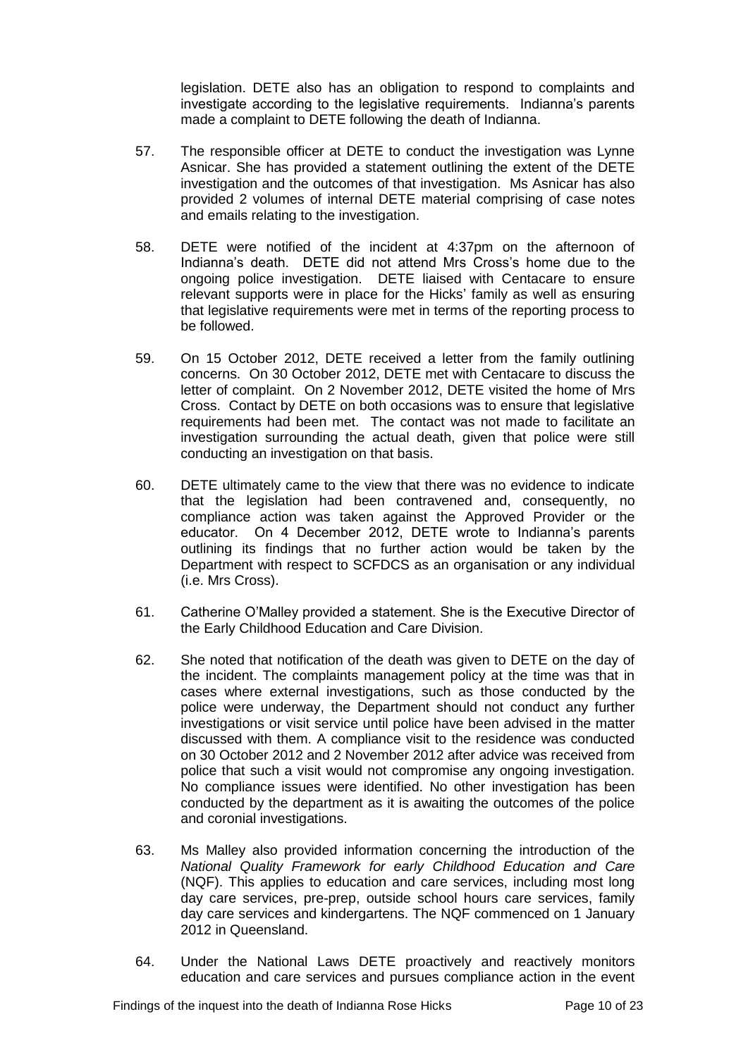legislation. DETE also has an obligation to respond to complaints and investigate according to the legislative requirements. Indianna's parents made a complaint to DETE following the death of Indianna.

57. The responsible officer at DETE to conduct the investigation was Lynne Asnicar. She has provided a statement outlining the extent of the DETE investigation and the outcomes of that investigation. Ms Asnicar has also provided 2 volumes of internal DETE material comprising of case notes and emails relating to the investigation.

58. DETE were notified of the incident at 4:37pm on the afternoon of Indianna's death. DETE did not attend Mrs Cross's home due to the ongoing police investigation. DETE liaised with Centacare to ensure relevant supports were in place for the Hicks' family as well as ensuring that legislative requirements were met in terms of the reporting process to be followed.

59. On 15 October 2012, DETE received a letter from the family outlining concerns. On 30 October 2012, DETE met with Centacare to discuss the letter of complaint. On 2 November 2012, DETE visited the home of Mrs Cross. Contact by DETE on both occasions was to ensure that legislative requirements had been met. The contact was not made to facilitate an investigation surrounding the actual death, given that police were still conducting an investigation on that basis.

60. DETE ultimately came to the view that there was no evidence to indicate that the legislation had been contravened and, consequently, no compliance action was taken against the Approved Provider or the educator. On 4 December 2012, DETE wrote to Indianna's parents outlining its findings that no further action would be taken by the Department with respect to SCFDCS as an organisation or any individual (i.e. Mrs Cross).

61. Catherine O'Malley provided a statement. She is the Executive Director of the Early Childhood Education and Care Division.

62. She noted that notification of the death was given to DETE on the day of the incident. The complaints management policy at the time was that in cases where external investigations, such as those conducted by the police were underway, the Department should not conduct any further investigations or visit service until police have been advised in the matter discussed with them. A compliance visit to the residence was conducted on 30 October 2012 and 2 November 2012 after advice was received from police that such a visit would not compromise any ongoing investigation. No compliance issues were identified. No other investigation has been conducted by the department as it is awaiting the outcomes of the police and coronial investigations.

63. Ms Malley also provided information concerning the introduction of the *National Quality Framework for early Childhood Education and Care* (NQF). This applies to education and care services, including most long day care services, pre-prep, outside school hours care services, family day care services and kindergartens. The NQF commenced on 1 January 2012 in Queensland.

64. Under the National Laws DETE proactively and reactively monitors education and care services and pursues compliance action in the event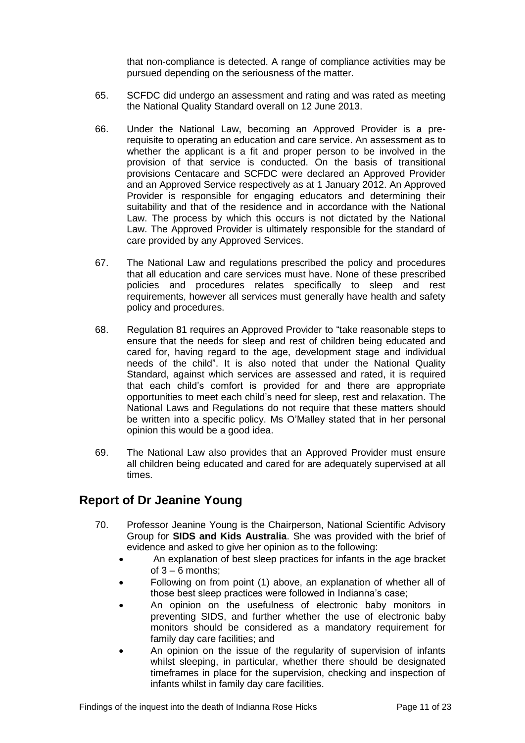that non-compliance is detected. A range of compliance activities may be pursued depending on the seriousness of the matter.

65. SCFDC did undergo an assessment and rating and was rated as meeting the National Quality Standard overall on 12 June 2013.

66. Under the National Law, becoming an Approved Provider is a pre-requisite to operating an education and care service. An assessment as to whether the applicant is a fit and proper person to be involved in the provision of that service is conducted. On the basis of transitional provisions Centacare and SCFDC were declared an Approved Provider and an Approved Service respectively as at 1 January 2012. An Approved Provider is responsible for engaging educators and determining their suitability and that of the residence and in accordance with the National Law. The process by which this occurs is not dictated by the National Law. The Approved Provider is ultimately responsible for the standard of care provided by any Approved Services.

67. The National Law and regulations prescribed the policy and procedures that all education and care services must have. None of these prescribed policies and procedures relates specifically to sleep and rest requirements, however all services must generally have health and safety policy and procedures.

68. Regulation 81 requires an Approved Provider to "take reasonable steps to ensure that the needs for sleep and rest of children being educated and cared for, having regard to the age, development stage and individual needs of the child". It is also noted that under the National Quality Standard, against which services are assessed and rated, it is required that each child's comfort is provided for and there are appropriate opportunities to meet each child's need for sleep, rest and relaxation. The National Laws and Regulations do not require that these matters should be written into a specific policy. Ms O'Malley stated that in her personal opinion this would be a good idea.

69. The National Law also provides that an Approved Provider must ensure all children being educated and cared for are adequately supervised at all times.

## Report of Dr Jeanine Young

70. Professor Jeanine Young is the Chairperson, National Scientific Advisory Group for **SIDS and Kids Australia**. She was provided with the brief of evidence and asked to give her opinion as to the following:
    - An explanation of best sleep practices for infants in the age bracket of 3 – 6 months;
    - Following on from point (1) above, an explanation of whether all of those best sleep practices were followed in Indianna's case;
    - An opinion on the usefulness of electronic baby monitors in preventing SIDS, and further whether the use of electronic baby monitors should be considered as a mandatory requirement for family day care facilities; and
    - An opinion on the issue of the regularity of supervision of infants whilst sleeping, in particular, whether there should be designated timeframes in place for the supervision, checking and inspection of infants whilst in family day care facilities.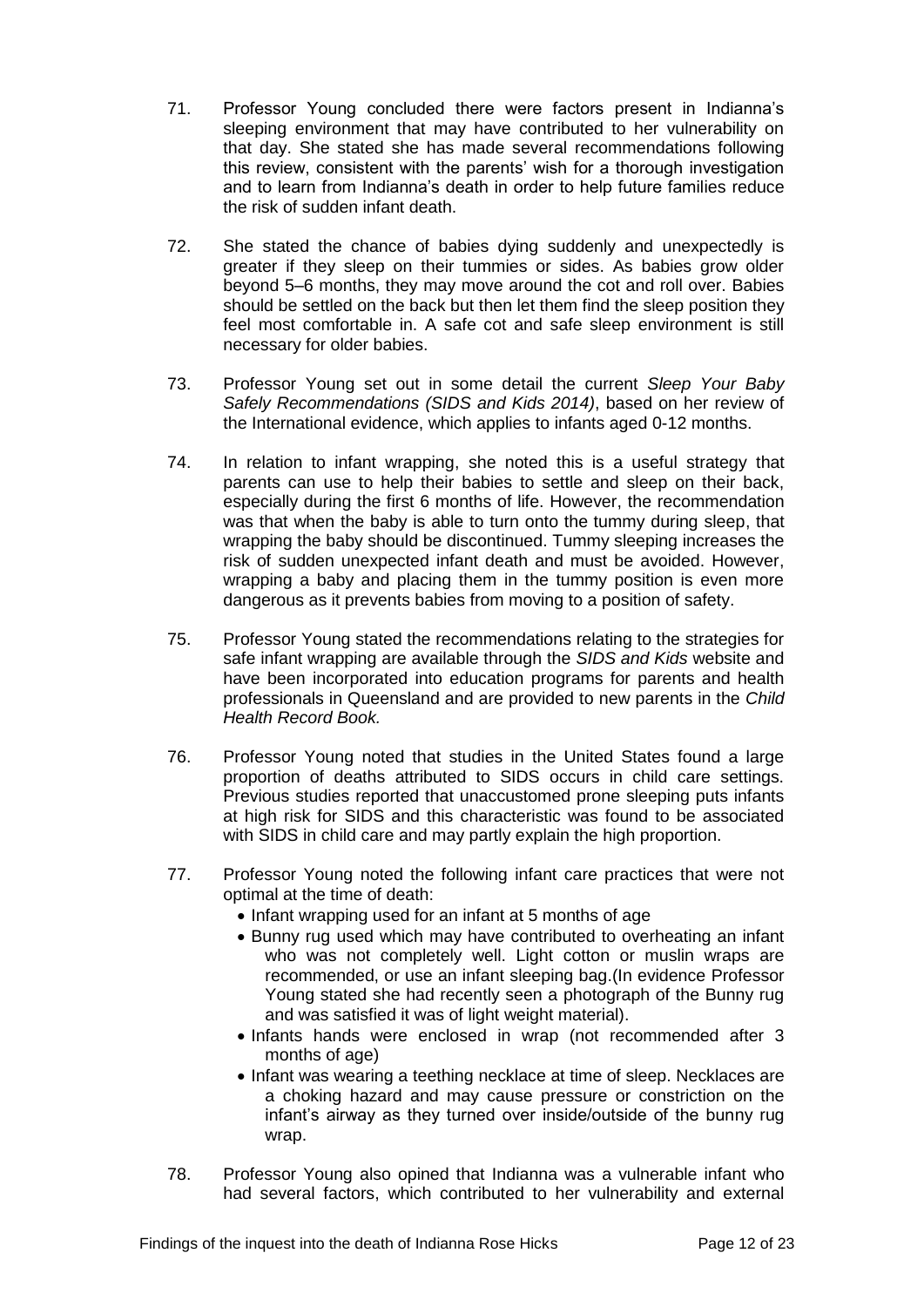71. Professor Young concluded there were factors present in Indianna's sleeping environment that may have contributed to her vulnerability on that day. She stated she has made several recommendations following this review, consistent with the parents' wish for a thorough investigation and to learn from Indianna's death in order to help future families reduce the risk of sudden infant death.

72. She stated the chance of babies dying suddenly and unexpectedly is greater if they sleep on their tummies or sides. As babies grow older beyond 5–6 months, they may move around the cot and roll over. Babies should be settled on the back but then let them find the sleep position they feel most comfortable in. A safe cot and safe sleep environment is still necessary for older babies.

73. Professor Young set out in some detail the current *Sleep Your Baby Safely Recommendations (SIDS and Kids 2014)*, based on her review of the International evidence, which applies to infants aged 0-12 months.

74. In relation to infant wrapping, she noted this is a useful strategy that parents can use to help their babies to settle and sleep on their back, especially during the first 6 months of life. However, the recommendation was that when the baby is able to turn onto the tummy during sleep, that wrapping the baby should be discontinued. Tummy sleeping increases the risk of sudden unexpected infant death and must be avoided. However, wrapping a baby and placing them in the tummy position is even more dangerous as it prevents babies from moving to a position of safety.

75. Professor Young stated the recommendations relating to the strategies for safe infant wrapping are available through the *SIDS and Kids* website and have been incorporated into education programs for parents and health professionals in Queensland and are provided to new parents in the *Child Health Record Book.*

76. Professor Young noted that studies in the United States found a large proportion of deaths attributed to SIDS occurs in child care settings. Previous studies reported that unaccustomed prone sleeping puts infants at high risk for SIDS and this characteristic was found to be associated with SIDS in child care and may partly explain the high proportion.

77. Professor Young noted the following infant care practices that were not optimal at the time of death:
    - Infant wrapping used for an infant at 5 months of age
    - Bunny rug used which may have contributed to overheating an infant who was not completely well. Light cotton or muslin wraps are recommended, or use an infant sleeping bag.(In evidence Professor Young stated she had recently seen a photograph of the Bunny rug and was satisfied it was of light weight material).
    - Infants hands were enclosed in wrap (not recommended after 3 months of age)
    - Infant was wearing a teething necklace at time of sleep. Necklaces are a choking hazard and may cause pressure or constriction on the infant's airway as they turned over inside/outside of the bunny rug wrap.

78. Professor Young also opined that Indianna was a vulnerable infant who had several factors, which contributed to her vulnerability and external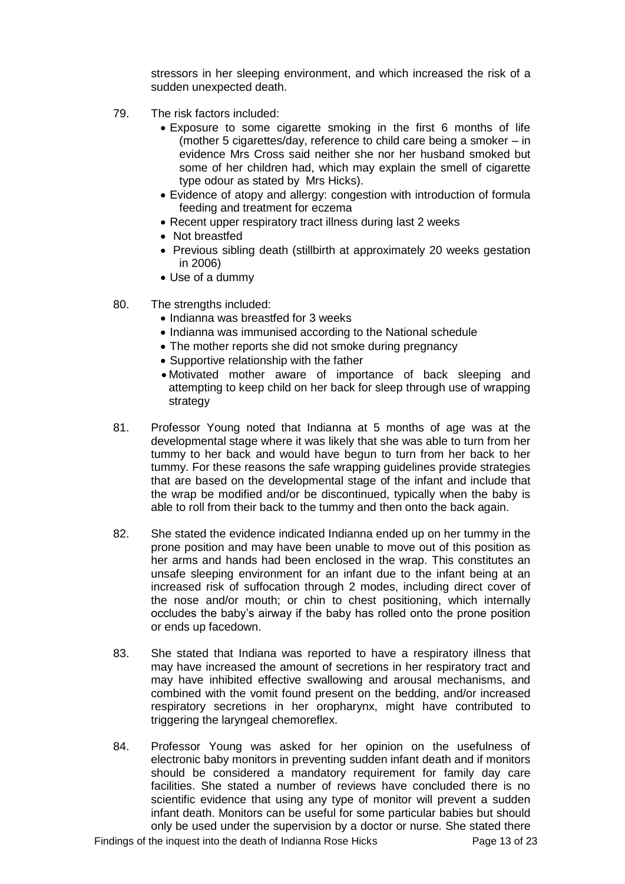stressors in her sleeping environment, and which increased the risk of a sudden unexpected death.

79. The risk factors included:
    - Exposure to some cigarette smoking in the first 6 months of life (mother 5 cigarettes/day, reference to child care being a smoker – in evidence Mrs Cross said neither she nor her husband smoked but some of her children had, which may explain the smell of cigarette type odour as stated by Mrs Hicks).
    - Evidence of atopy and allergy: congestion with introduction of formula feeding and treatment for eczema
    - Recent upper respiratory tract illness during last 2 weeks
    - Not breastfed
    - Previous sibling death (stillbirth at approximately 20 weeks gestation in 2006)
    - Use of a dummy

80. The strengths included:
    - Indianna was breastfed for 3 weeks
    - Indianna was immunised according to the National schedule
    - The mother reports she did not smoke during pregnancy
    - Supportive relationship with the father
    - Motivated mother aware of importance of back sleeping and attempting to keep child on her back for sleep through use of wrapping strategy

81. Professor Young noted that Indianna at 5 months of age was at the developmental stage where it was likely that she was able to turn from her tummy to her back and would have begun to turn from her back to her tummy. For these reasons the safe wrapping guidelines provide strategies that are based on the developmental stage of the infant and include that the wrap be modified and/or be discontinued, typically when the baby is able to roll from their back to the tummy and then onto the back again.

82. She stated the evidence indicated Indianna ended up on her tummy in the prone position and may have been unable to move out of this position as her arms and hands had been enclosed in the wrap. This constitutes an unsafe sleeping environment for an infant due to the infant being at an increased risk of suffocation through 2 modes, including direct cover of the nose and/or mouth; or chin to chest positioning, which internally occludes the baby's airway if the baby has rolled onto the prone position or ends up facedown.

83. She stated that Indiana was reported to have a respiratory illness that may have increased the amount of secretions in her respiratory tract and may have inhibited effective swallowing and arousal mechanisms, and combined with the vomit found present on the bedding, and/or increased respiratory secretions in her oropharynx, might have contributed to triggering the laryngeal chemoreflex.

84. Professor Young was asked for her opinion on the usefulness of electronic baby monitors in preventing sudden infant death and if monitors should be considered a mandatory requirement for family day care facilities. She stated a number of reviews have concluded there is no scientific evidence that using any type of monitor will prevent a sudden infant death. Monitors can be useful for some particular babies but should only be used under the supervision by a doctor or nurse. She stated there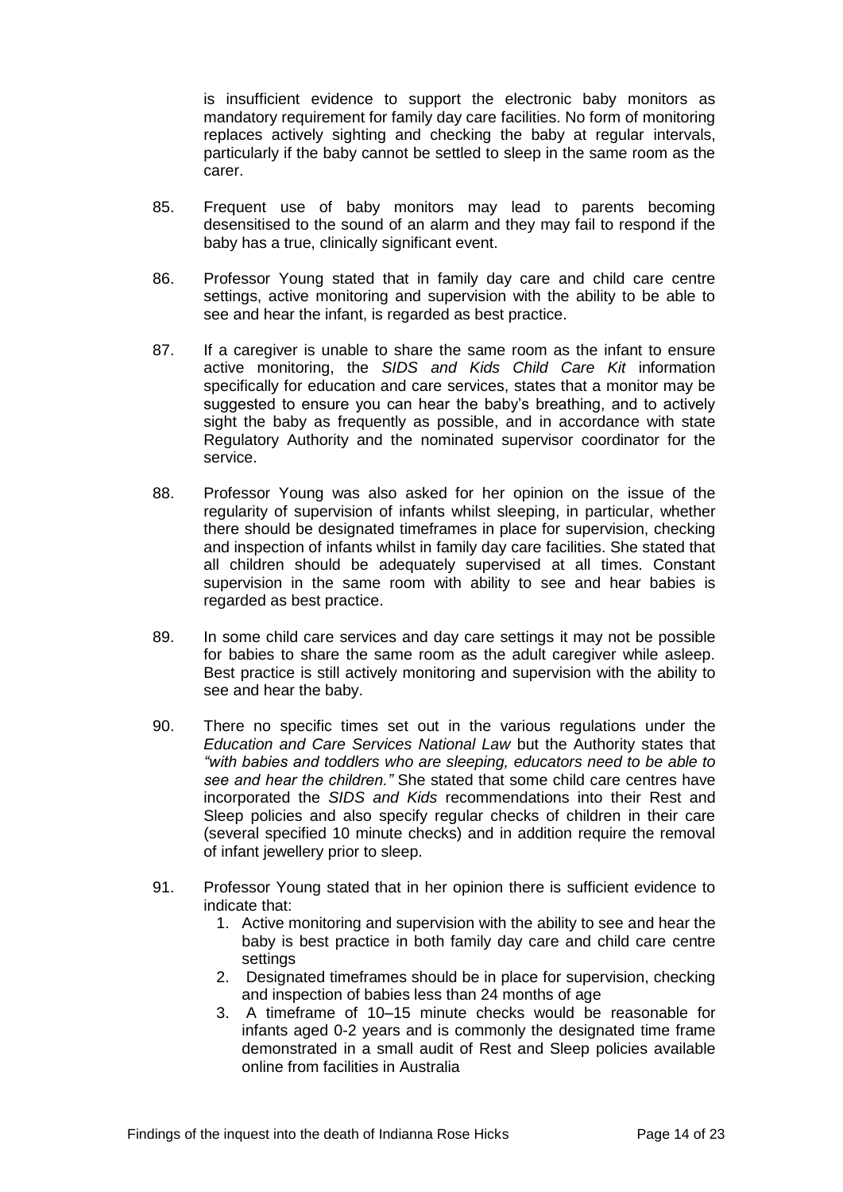is insufficient evidence to support the electronic baby monitors as mandatory requirement for family day care facilities. No form of monitoring replaces actively sighting and checking the baby at regular intervals, particularly if the baby cannot be settled to sleep in the same room as the carer.

85. Frequent use of baby monitors may lead to parents becoming desensitised to the sound of an alarm and they may fail to respond if the baby has a true, clinically significant event.

86. Professor Young stated that in family day care and child care centre settings, active monitoring and supervision with the ability to be able to see and hear the infant, is regarded as best practice.

87. If a caregiver is unable to share the same room as the infant to ensure active monitoring, the *SIDS and Kids Child Care Kit* information specifically for education and care services, states that a monitor may be suggested to ensure you can hear the baby's breathing, and to actively sight the baby as frequently as possible, and in accordance with state Regulatory Authority and the nominated supervisor coordinator for the service.

88. Professor Young was also asked for her opinion on the issue of the regularity of supervision of infants whilst sleeping, in particular, whether there should be designated timeframes in place for supervision, checking and inspection of infants whilst in family day care facilities. She stated that all children should be adequately supervised at all times. Constant supervision in the same room with ability to see and hear babies is regarded as best practice.

89. In some child care services and day care settings it may not be possible for babies to share the same room as the adult caregiver while asleep. Best practice is still actively monitoring and supervision with the ability to see and hear the baby.

90. There no specific times set out in the various regulations under the *Education and Care Services National Law* but the Authority states that *"with babies and toddlers who are sleeping, educators need to be able to see and hear the children."* She stated that some child care centres have incorporated the *SIDS and Kids* recommendations into their Rest and Sleep policies and also specify regular checks of children in their care (several specified 10 minute checks) and in addition require the removal of infant jewellery prior to sleep.

91. Professor Young stated that in her opinion there is sufficient evidence to indicate that:
    1. Active monitoring and supervision with the ability to see and hear the baby is best practice in both family day care and child care centre settings
    2. Designated timeframes should be in place for supervision, checking and inspection of babies less than 24 months of age
    3. A timeframe of 10–15 minute checks would be reasonable for infants aged 0-2 years and is commonly the designated time frame demonstrated in a small audit of Rest and Sleep policies available online from facilities in Australia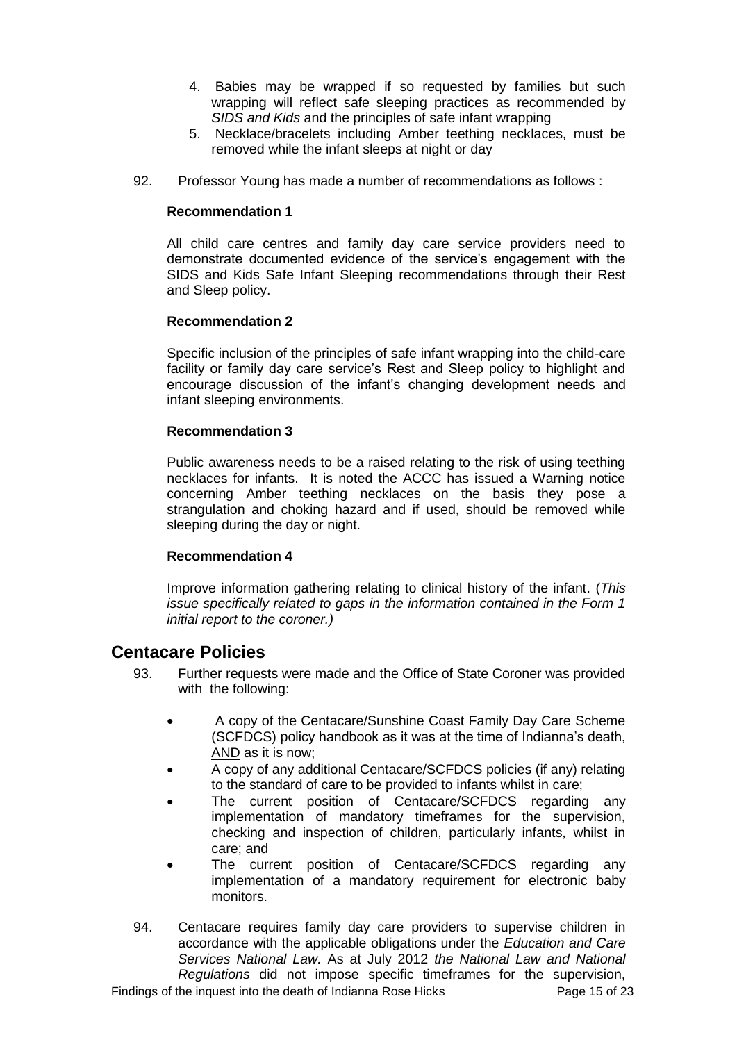4. Babies may be wrapped if so requested by families but such wrapping will reflect safe sleeping practices as recommended by *SIDS and Kids* and the principles of safe infant wrapping
5. Necklace/bracelets including Amber teething necklaces, must be removed while the infant sleeps at night or day

92. Professor Young has made a number of recommendations as follows :

**Recommendation 1**

All child care centres and family day care service providers need to demonstrate documented evidence of the service's engagement with the SIDS and Kids Safe Infant Sleeping recommendations through their Rest and Sleep policy.

**Recommendation 2**

Specific inclusion of the principles of safe infant wrapping into the child-care facility or family day care service's Rest and Sleep policy to highlight and encourage discussion of the infant's changing development needs and infant sleeping environments.

**Recommendation 3**

Public awareness needs to be a raised relating to the risk of using teething necklaces for infants. It is noted the ACCC has issued a Warning notice concerning Amber teething necklaces on the basis they pose a strangulation and choking hazard and if used, should be removed while sleeping during the day or night.

**Recommendation 4**

Improve information gathering relating to clinical history of the infant. (*This issue specifically related to gaps in the information contained in the Form 1 initial report to the coroner.)*

## Centacare Policies

93. Further requests were made and the Office of State Coroner was provided with the following:

- A copy of the Centacare/Sunshine Coast Family Day Care Scheme (SCFDCS) policy handbook as it was at the time of Indianna's death, AND as it is now;
- A copy of any additional Centacare/SCFDCS policies (if any) relating to the standard of care to be provided to infants whilst in care;
- The current position of Centacare/SCFDCS regarding any implementation of mandatory timeframes for the supervision, checking and inspection of children, particularly infants, whilst in care; and
- The current position of Centacare/SCFDCS regarding any implementation of a mandatory requirement for electronic baby monitors.

94. Centacare requires family day care providers to supervise children in accordance with the applicable obligations under the *Education and Care Services National Law.* As at July 2012 *the National Law and National Regulations* did not impose specific timeframes for the supervision,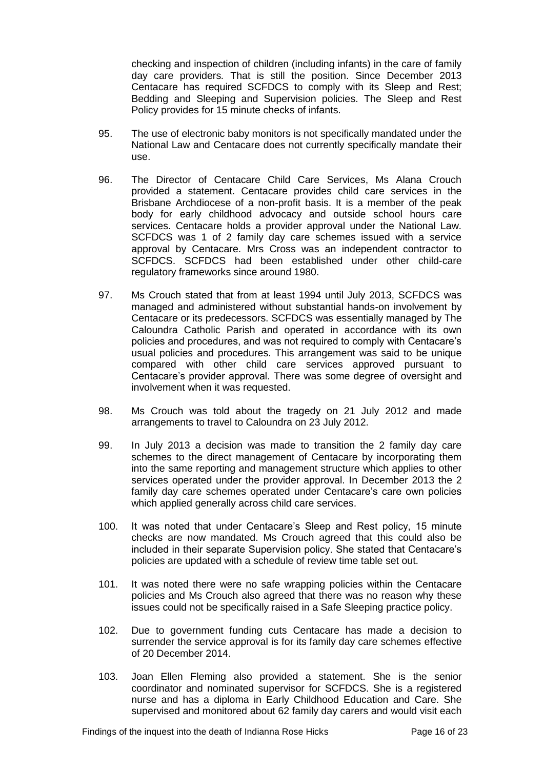checking and inspection of children (including infants) in the care of family day care providers. That is still the position. Since December 2013 Centacare has required SCFDCS to comply with its Sleep and Rest; Bedding and Sleeping and Supervision policies. The Sleep and Rest Policy provides for 15 minute checks of infants.

95. The use of electronic baby monitors is not specifically mandated under the National Law and Centacare does not currently specifically mandate their use.

96. The Director of Centacare Child Care Services, Ms Alana Crouch provided a statement. Centacare provides child care services in the Brisbane Archdiocese of a non-profit basis. It is a member of the peak body for early childhood advocacy and outside school hours care services. Centacare holds a provider approval under the National Law. SCFDCS was 1 of 2 family day care schemes issued with a service approval by Centacare. Mrs Cross was an independent contractor to SCFDCS. SCFDCS had been established under other child-care regulatory frameworks since around 1980.

97. Ms Crouch stated that from at least 1994 until July 2013, SCFDCS was managed and administered without substantial hands-on involvement by Centacare or its predecessors. SCFDCS was essentially managed by The Caloundra Catholic Parish and operated in accordance with its own policies and procedures, and was not required to comply with Centacare's usual policies and procedures. This arrangement was said to be unique compared with other child care services approved pursuant to Centacare's provider approval. There was some degree of oversight and involvement when it was requested.

98. Ms Crouch was told about the tragedy on 21 July 2012 and made arrangements to travel to Caloundra on 23 July 2012.

99. In July 2013 a decision was made to transition the 2 family day care schemes to the direct management of Centacare by incorporating them into the same reporting and management structure which applies to other services operated under the provider approval. In December 2013 the 2 family day care schemes operated under Centacare's care own policies which applied generally across child care services.

100. It was noted that under Centacare's Sleep and Rest policy, 15 minute checks are now mandated. Ms Crouch agreed that this could also be included in their separate Supervision policy. She stated that Centacare's policies are updated with a schedule of review time table set out.

101. It was noted there were no safe wrapping policies within the Centacare policies and Ms Crouch also agreed that there was no reason why these issues could not be specifically raised in a Safe Sleeping practice policy.

102. Due to government funding cuts Centacare has made a decision to surrender the service approval is for its family day care schemes effective of 20 December 2014.

103. Joan Ellen Fleming also provided a statement. She is the senior coordinator and nominated supervisor for SCFDCS. She is a registered nurse and has a diploma in Early Childhood Education and Care. She supervised and monitored about 62 family day carers and would visit each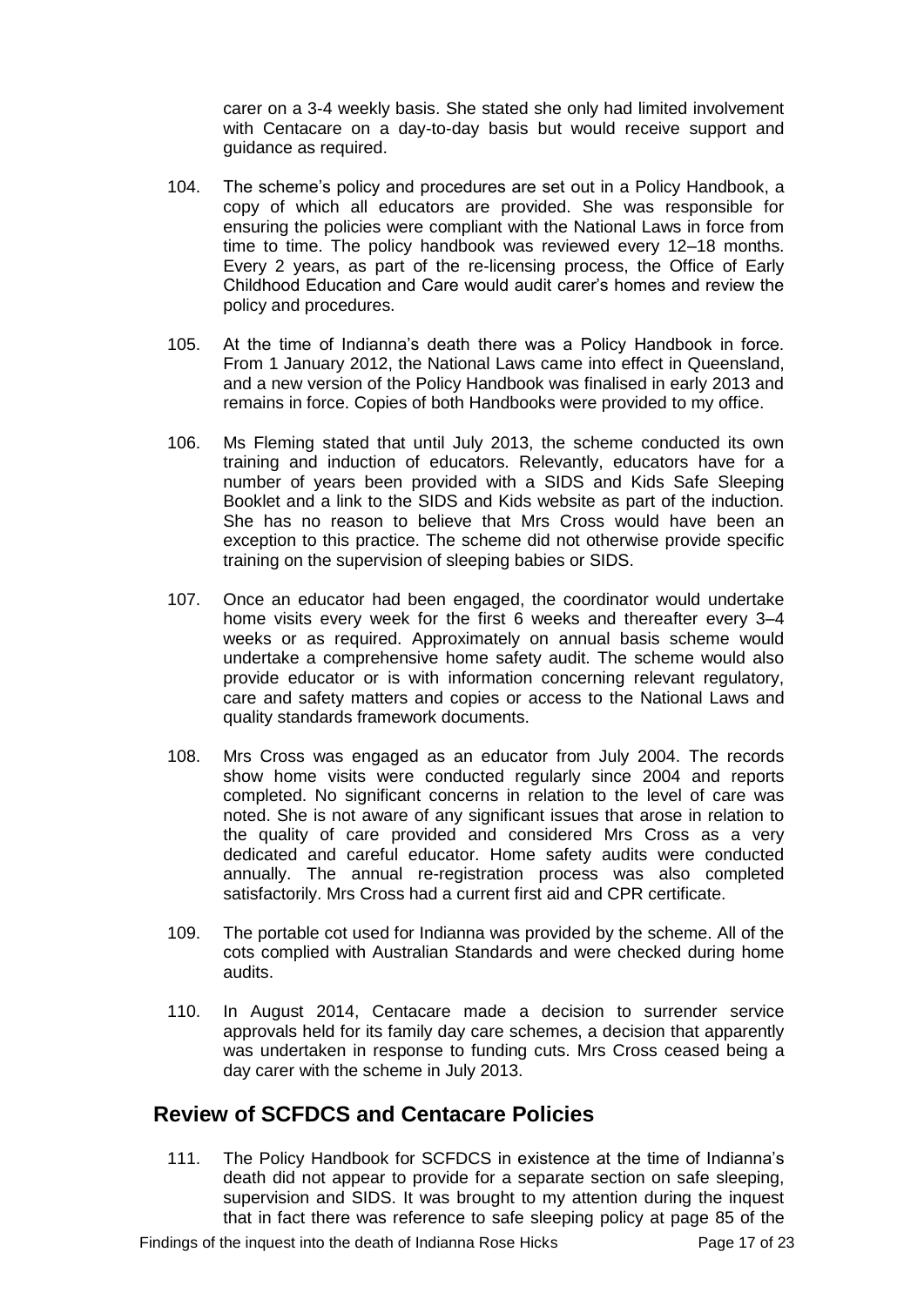carer on a 3-4 weekly basis. She stated she only had limited involvement with Centacare on a day-to-day basis but would receive support and guidance as required.

104. The scheme's policy and procedures are set out in a Policy Handbook, a copy of which all educators are provided. She was responsible for ensuring the policies were compliant with the National Laws in force from time to time. The policy handbook was reviewed every 12–18 months. Every 2 years, as part of the re-licensing process, the Office of Early Childhood Education and Care would audit carer's homes and review the policy and procedures.

105. At the time of Indianna's death there was a Policy Handbook in force. From 1 January 2012, the National Laws came into effect in Queensland, and a new version of the Policy Handbook was finalised in early 2013 and remains in force. Copies of both Handbooks were provided to my office.

106. Ms Fleming stated that until July 2013, the scheme conducted its own training and induction of educators. Relevantly, educators have for a number of years been provided with a SIDS and Kids Safe Sleeping Booklet and a link to the SIDS and Kids website as part of the induction. She has no reason to believe that Mrs Cross would have been an exception to this practice. The scheme did not otherwise provide specific training on the supervision of sleeping babies or SIDS.

107. Once an educator had been engaged, the coordinator would undertake home visits every week for the first 6 weeks and thereafter every 3–4 weeks or as required. Approximately on annual basis scheme would undertake a comprehensive home safety audit. The scheme would also provide educator or is with information concerning relevant regulatory, care and safety matters and copies or access to the National Laws and quality standards framework documents.

108. Mrs Cross was engaged as an educator from July 2004. The records show home visits were conducted regularly since 2004 and reports completed. No significant concerns in relation to the level of care was noted. She is not aware of any significant issues that arose in relation to the quality of care provided and considered Mrs Cross as a very dedicated and careful educator. Home safety audits were conducted annually. The annual re-registration process was also completed satisfactorily. Mrs Cross had a current first aid and CPR certificate.

109. The portable cot used for Indianna was provided by the scheme. All of the cots complied with Australian Standards and were checked during home audits.

110. In August 2014, Centacare made a decision to surrender service approvals held for its family day care schemes, a decision that apparently was undertaken in response to funding cuts. Mrs Cross ceased being a day carer with the scheme in July 2013.

## Review of SCFDCS and Centacare Policies

111. The Policy Handbook for SCFDCS in existence at the time of Indianna's death did not appear to provide for a separate section on safe sleeping, supervision and SIDS. It was brought to my attention during the inquest that in fact there was reference to safe sleeping policy at page 85 of the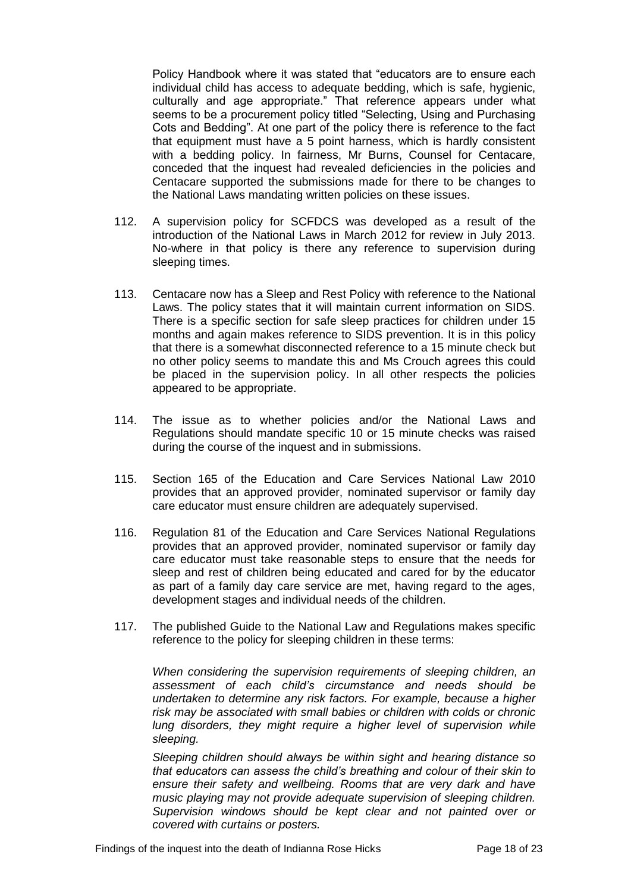Policy Handbook where it was stated that "educators are to ensure each individual child has access to adequate bedding, which is safe, hygienic, culturally and age appropriate." That reference appears under what seems to be a procurement policy titled "Selecting, Using and Purchasing Cots and Bedding". At one part of the policy there is reference to the fact that equipment must have a 5 point harness, which is hardly consistent with a bedding policy. In fairness, Mr Burns, Counsel for Centacare, conceded that the inquest had revealed deficiencies in the policies and Centacare supported the submissions made for there to be changes to the National Laws mandating written policies on these issues.

112. A supervision policy for SCFDCS was developed as a result of the introduction of the National Laws in March 2012 for review in July 2013. No-where in that policy is there any reference to supervision during sleeping times.

113. Centacare now has a Sleep and Rest Policy with reference to the National Laws. The policy states that it will maintain current information on SIDS. There is a specific section for safe sleep practices for children under 15 months and again makes reference to SIDS prevention. It is in this policy that there is a somewhat disconnected reference to a 15 minute check but no other policy seems to mandate this and Ms Crouch agrees this could be placed in the supervision policy. In all other respects the policies appeared to be appropriate.

114. The issue as to whether policies and/or the National Laws and Regulations should mandate specific 10 or 15 minute checks was raised during the course of the inquest and in submissions.

115. Section 165 of the Education and Care Services National Law 2010 provides that an approved provider, nominated supervisor or family day care educator must ensure children are adequately supervised.

116. Regulation 81 of the Education and Care Services National Regulations provides that an approved provider, nominated supervisor or family day care educator must take reasonable steps to ensure that the needs for sleep and rest of children being educated and cared for by the educator as part of a family day care service are met, having regard to the ages, development stages and individual needs of the children.

117. The published Guide to the National Law and Regulations makes specific reference to the policy for sleeping children in these terms:

*When considering the supervision requirements of sleeping children, an assessment of each child's circumstance and needs should be undertaken to determine any risk factors. For example, because a higher risk may be associated with small babies or children with colds or chronic lung disorders, they might require a higher level of supervision while sleeping.*

*Sleeping children should always be within sight and hearing distance so that educators can assess the child's breathing and colour of their skin to ensure their safety and wellbeing. Rooms that are very dark and have music playing may not provide adequate supervision of sleeping children. Supervision windows should be kept clear and not painted over or covered with curtains or posters.*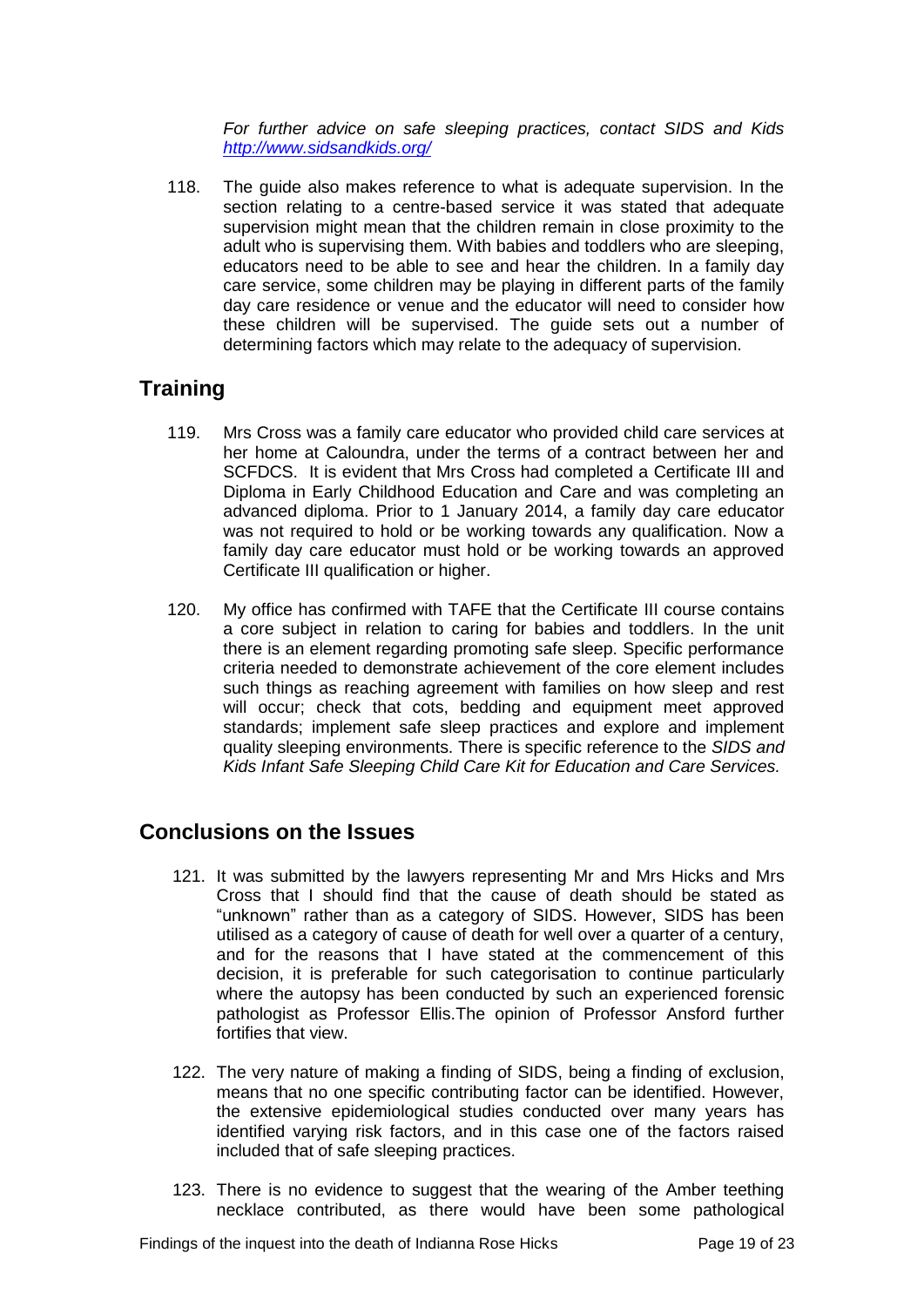*For further advice on safe sleeping practices, contact SIDS and Kids [http://www.sidsandkids.org/](http://www.sidsandkids.org/)*

118. The guide also makes reference to what is adequate supervision. In the section relating to a centre-based service it was stated that adequate supervision might mean that the children remain in close proximity to the adult who is supervising them. With babies and toddlers who are sleeping, educators need to be able to see and hear the children. In a family day care service, some children may be playing in different parts of the family day care residence or venue and the educator will need to consider how these children will be supervised. The guide sets out a number of determining factors which may relate to the adequacy of supervision.

## Training

119. Mrs Cross was a family care educator who provided child care services at her home at Caloundra, under the terms of a contract between her and SCFDCS. It is evident that Mrs Cross had completed a Certificate III and Diploma in Early Childhood Education and Care and was completing an advanced diploma. Prior to 1 January 2014, a family day care educator was not required to hold or be working towards any qualification. Now a family day care educator must hold or be working towards an approved Certificate III qualification or higher.

120. My office has confirmed with TAFE that the Certificate III course contains a core subject in relation to caring for babies and toddlers. In the unit there is an element regarding promoting safe sleep. Specific performance criteria needed to demonstrate achievement of the core element includes such things as reaching agreement with families on how sleep and rest will occur; check that cots, bedding and equipment meet approved standards; implement safe sleep practices and explore and implement quality sleeping environments. There is specific reference to the *SIDS and Kids Infant Safe Sleeping Child Care Kit for Education and Care Services.*

## Conclusions on the Issues

121. It was submitted by the lawyers representing Mr and Mrs Hicks and Mrs Cross that I should find that the cause of death should be stated as "unknown" rather than as a category of SIDS. However, SIDS has been utilised as a category of cause of death for well over a quarter of a century, and for the reasons that I have stated at the commencement of this decision, it is preferable for such categorisation to continue particularly where the autopsy has been conducted by such an experienced forensic pathologist as Professor Ellis.The opinion of Professor Ansford further fortifies that view.

122. The very nature of making a finding of SIDS, being a finding of exclusion, means that no one specific contributing factor can be identified. However, the extensive epidemiological studies conducted over many years has identified varying risk factors, and in this case one of the factors raised included that of safe sleeping practices.

123. There is no evidence to suggest that the wearing of the Amber teething necklace contributed, as there would have been some pathological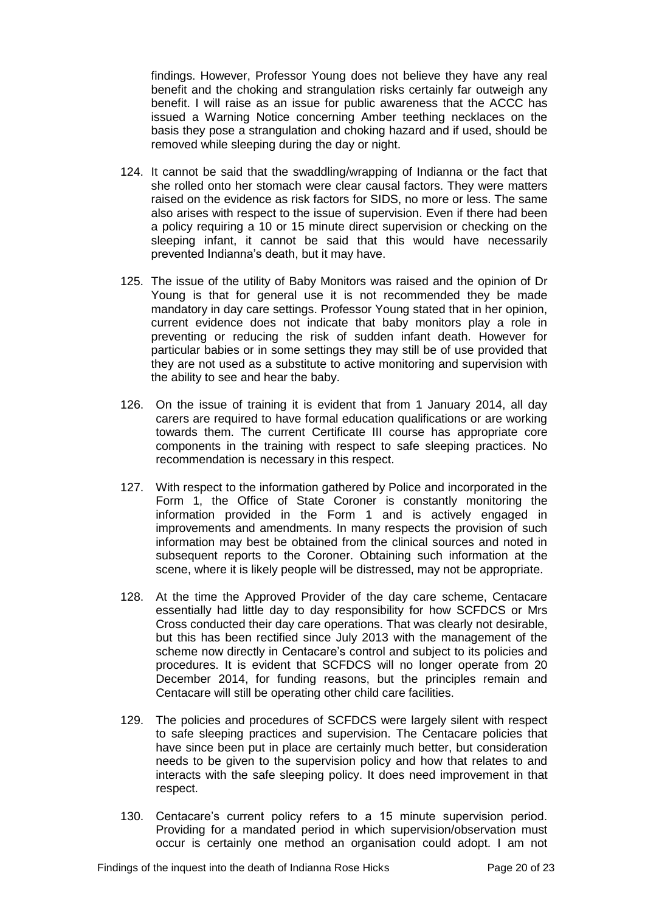findings. However, Professor Young does not believe they have any real benefit and the choking and strangulation risks certainly far outweigh any benefit. I will raise as an issue for public awareness that the ACCC has issued a Warning Notice concerning Amber teething necklaces on the basis they pose a strangulation and choking hazard and if used, should be removed while sleeping during the day or night.

124. It cannot be said that the swaddling/wrapping of Indianna or the fact that she rolled onto her stomach were clear causal factors. They were matters raised on the evidence as risk factors for SIDS, no more or less. The same also arises with respect to the issue of supervision. Even if there had been a policy requiring a 10 or 15 minute direct supervision or checking on the sleeping infant, it cannot be said that this would have necessarily prevented Indianna's death, but it may have.

125. The issue of the utility of Baby Monitors was raised and the opinion of Dr Young is that for general use it is not recommended they be made mandatory in day care settings. Professor Young stated that in her opinion, current evidence does not indicate that baby monitors play a role in preventing or reducing the risk of sudden infant death. However for particular babies or in some settings they may still be of use provided that they are not used as a substitute to active monitoring and supervision with the ability to see and hear the baby.

126. On the issue of training it is evident that from 1 January 2014, all day carers are required to have formal education qualifications or are working towards them. The current Certificate III course has appropriate core components in the training with respect to safe sleeping practices. No recommendation is necessary in this respect.

127. With respect to the information gathered by Police and incorporated in the Form 1, the Office of State Coroner is constantly monitoring the information provided in the Form 1 and is actively engaged in improvements and amendments. In many respects the provision of such information may best be obtained from the clinical sources and noted in subsequent reports to the Coroner. Obtaining such information at the scene, where it is likely people will be distressed, may not be appropriate.

128. At the time the Approved Provider of the day care scheme, Centacare essentially had little day to day responsibility for how SCFDCS or Mrs Cross conducted their day care operations. That was clearly not desirable, but this has been rectified since July 2013 with the management of the scheme now directly in Centacare's control and subject to its policies and procedures. It is evident that SCFDCS will no longer operate from 20 December 2014, for funding reasons, but the principles remain and Centacare will still be operating other child care facilities.

129. The policies and procedures of SCFDCS were largely silent with respect to safe sleeping practices and supervision. The Centacare policies that have since been put in place are certainly much better, but consideration needs to be given to the supervision policy and how that relates to and interacts with the safe sleeping policy. It does need improvement in that respect.

130. Centacare's current policy refers to a 15 minute supervision period. Providing for a mandated period in which supervision/observation must occur is certainly one method an organisation could adopt. I am not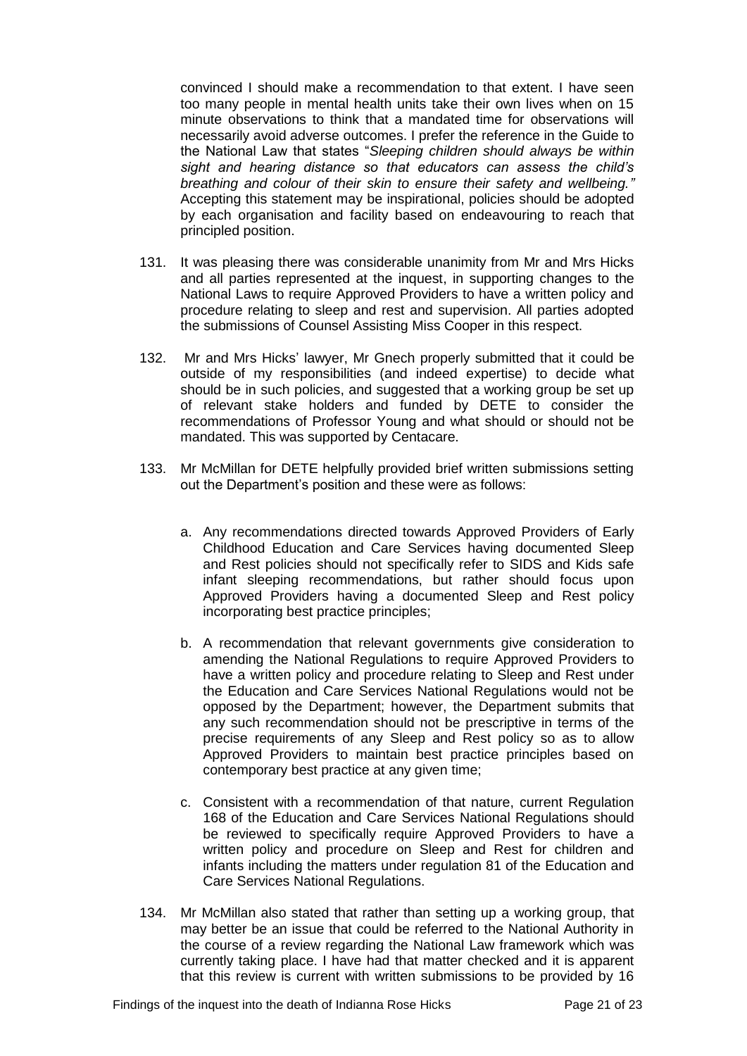convinced I should make a recommendation to that extent. I have seen too many people in mental health units take their own lives when on 15 minute observations to think that a mandated time for observations will necessarily avoid adverse outcomes. I prefer the reference in the Guide to the National Law that states "*Sleeping children should always be within sight and hearing distance so that educators can assess the child's breathing and colour of their skin to ensure their safety and wellbeing."* Accepting this statement may be inspirational, policies should be adopted by each organisation and facility based on endeavouring to reach that principled position.

131. It was pleasing there was considerable unanimity from Mr and Mrs Hicks and all parties represented at the inquest, in supporting changes to the National Laws to require Approved Providers to have a written policy and procedure relating to sleep and rest and supervision. All parties adopted the submissions of Counsel Assisting Miss Cooper in this respect.

132. Mr and Mrs Hicks' lawyer, Mr Gnech properly submitted that it could be outside of my responsibilities (and indeed expertise) to decide what should be in such policies, and suggested that a working group be set up of relevant stake holders and funded by DETE to consider the recommendations of Professor Young and what should or should not be mandated. This was supported by Centacare.

133. Mr McMillan for DETE helpfully provided brief written submissions setting out the Department's position and these were as follows:

    a. Any recommendations directed towards Approved Providers of Early Childhood Education and Care Services having documented Sleep and Rest policies should not specifically refer to SIDS and Kids safe infant sleeping recommendations, but rather should focus upon Approved Providers having a documented Sleep and Rest policy incorporating best practice principles;

    b. A recommendation that relevant governments give consideration to amending the National Regulations to require Approved Providers to have a written policy and procedure relating to Sleep and Rest under the Education and Care Services National Regulations would not be opposed by the Department; however, the Department submits that any such recommendation should not be prescriptive in terms of the precise requirements of any Sleep and Rest policy so as to allow Approved Providers to maintain best practice principles based on contemporary best practice at any given time;

    c. Consistent with a recommendation of that nature, current Regulation 168 of the Education and Care Services National Regulations should be reviewed to specifically require Approved Providers to have a written policy and procedure on Sleep and Rest for children and infants including the matters under regulation 81 of the Education and Care Services National Regulations.

134. Mr McMillan also stated that rather than setting up a working group, that may better be an issue that could be referred to the National Authority in the course of a review regarding the National Law framework which was currently taking place. I have had that matter checked and it is apparent that this review is current with written submissions to be provided by 16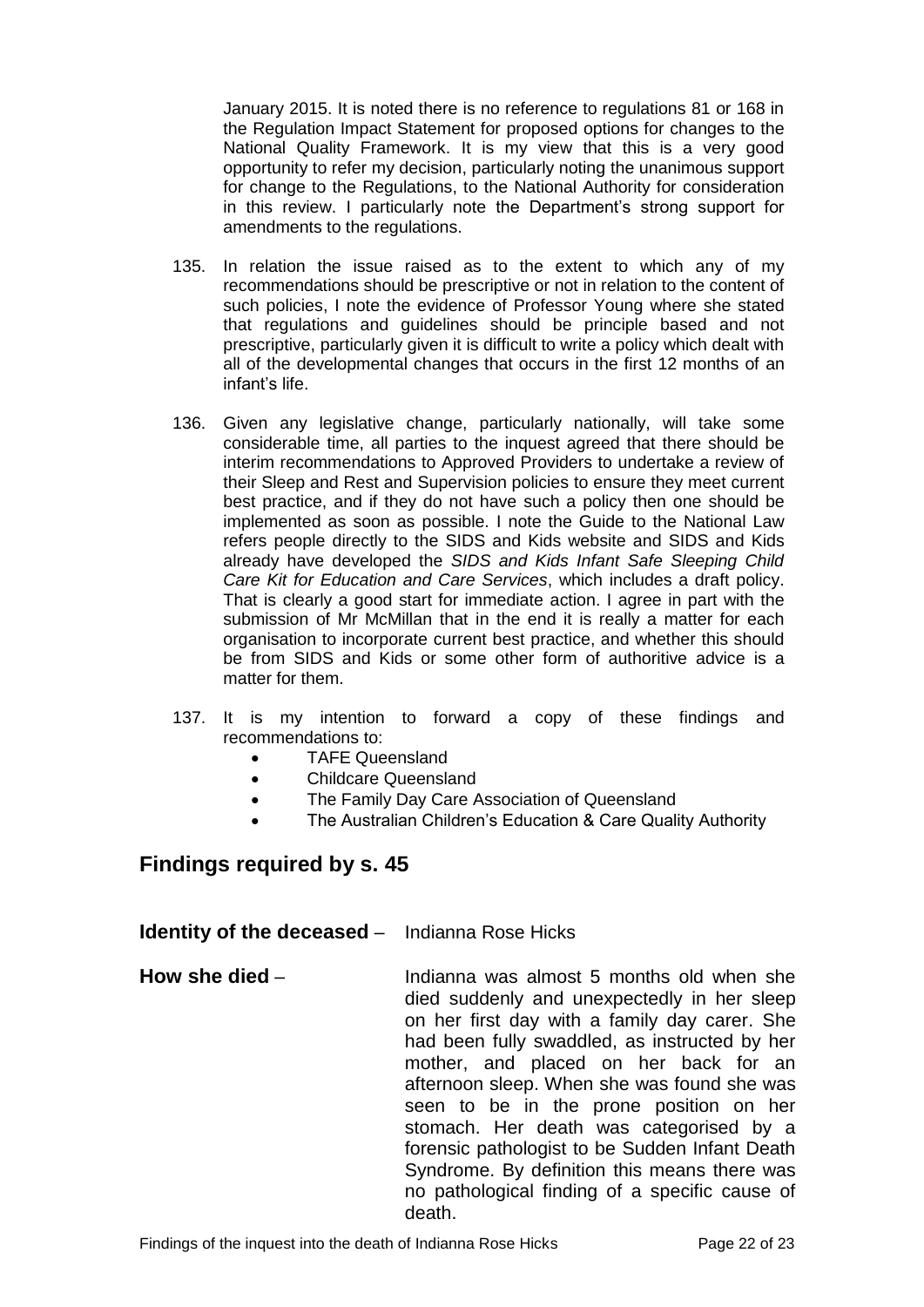January 2015. It is noted there is no reference to regulations 81 or 168 in the Regulation Impact Statement for proposed options for changes to the National Quality Framework. It is my view that this is a very good opportunity to refer my decision, particularly noting the unanimous support for change to the Regulations, to the National Authority for consideration in this review. I particularly note the Department's strong support for amendments to the regulations.

135. In relation the issue raised as to the extent to which any of my recommendations should be prescriptive or not in relation to the content of such policies, I note the evidence of Professor Young where she stated that regulations and guidelines should be principle based and not prescriptive, particularly given it is difficult to write a policy which dealt with all of the developmental changes that occurs in the first 12 months of an infant's life.

136. Given any legislative change, particularly nationally, will take some considerable time, all parties to the inquest agreed that there should be interim recommendations to Approved Providers to undertake a review of their Sleep and Rest and Supervision policies to ensure they meet current best practice, and if they do not have such a policy then one should be implemented as soon as possible. I note the Guide to the National Law refers people directly to the SIDS and Kids website and SIDS and Kids already have developed the *SIDS and Kids Infant Safe Sleeping Child Care Kit for Education and Care Services*, which includes a draft policy. That is clearly a good start for immediate action. I agree in part with the submission of Mr McMillan that in the end it is really a matter for each organisation to incorporate current best practice, and whether this should be from SIDS and Kids or some other form of authoritive advice is a matter for them.

137. It is my intention to forward a copy of these findings and recommendations to:
    - TAFE Queensland
    - Childcare Queensland
    - The Family Day Care Association of Queensland
    - The Australian Children's Education & Care Quality Authority

## Findings required by s. 45

**Identity of the deceased** – Indianna Rose Hicks

**How she died** – Indianna was almost 5 months old when she died suddenly and unexpectedly in her sleep on her first day with a family day carer. She had been fully swaddled, as instructed by her mother, and placed on her back for an afternoon sleep. When she was found she was seen to be in the prone position on her stomach. Her death was categorised by a forensic pathologist to be Sudden Infant Death Syndrome. By definition this means there was no pathological finding of a specific cause of death.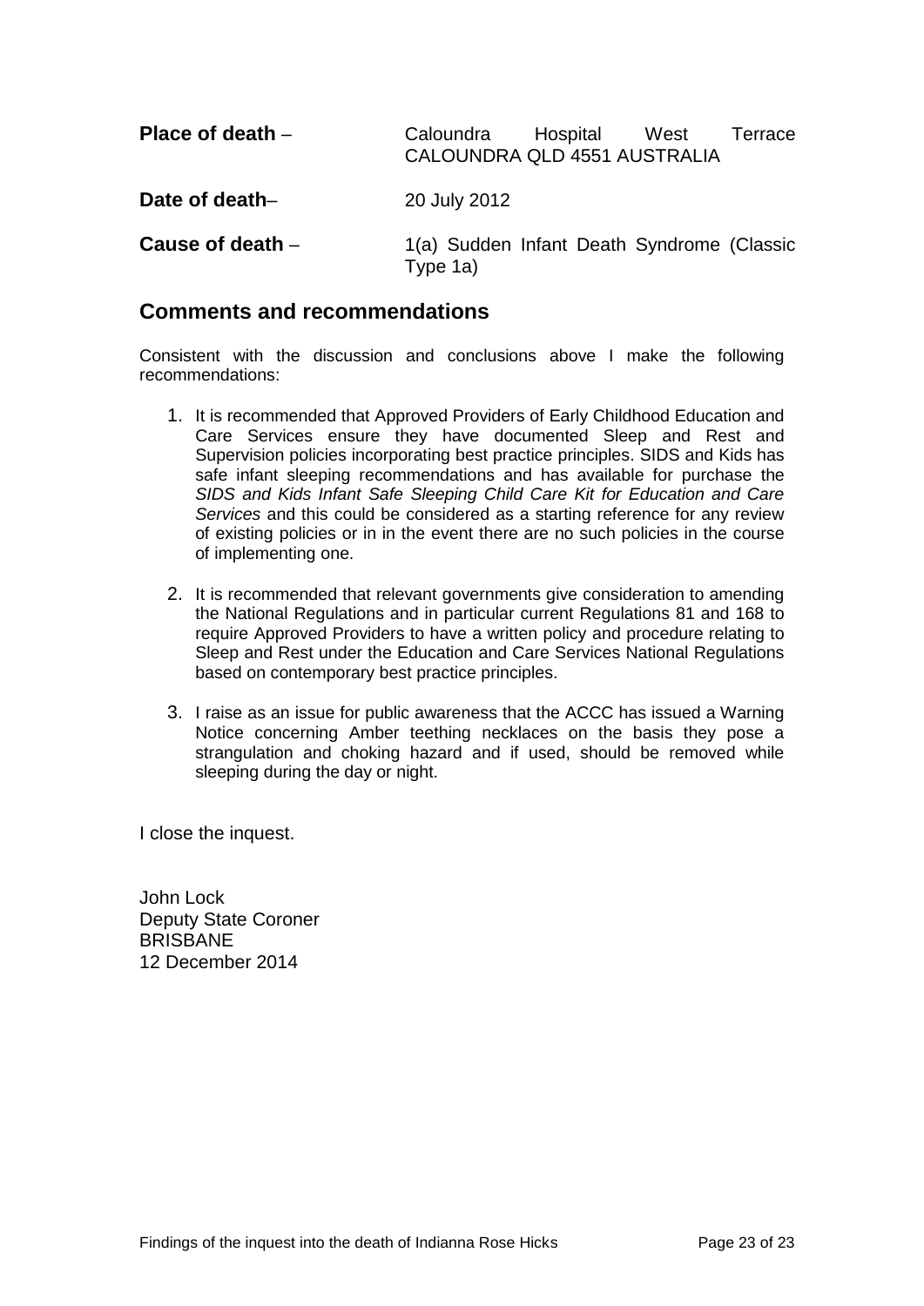**Place of death** – Caloundra Hospital West Terrace CALOUNDRA QLD 4551 AUSTRALIA

**Date of death**– 20 July 2012

**Cause of death** – 1(a) Sudden Infant Death Syndrome (Classic Type 1a)

## Comments and recommendations

Consistent with the discussion and conclusions above I make the following recommendations:

1. It is recommended that Approved Providers of Early Childhood Education and Care Services ensure they have documented Sleep and Rest and Supervision policies incorporating best practice principles. SIDS and Kids has safe infant sleeping recommendations and has available for purchase the *SIDS and Kids Infant Safe Sleeping Child Care Kit for Education and Care Services* and this could be considered as a starting reference for any review of existing policies or in in the event there are no such policies in the course of implementing one.

2. It is recommended that relevant governments give consideration to amending the National Regulations and in particular current Regulations 81 and 168 to require Approved Providers to have a written policy and procedure relating to Sleep and Rest under the Education and Care Services National Regulations based on contemporary best practice principles.

3. I raise as an issue for public awareness that the ACCC has issued a Warning Notice concerning Amber teething necklaces on the basis they pose a strangulation and choking hazard and if used, should be removed while sleeping during the day or night.

I close the inquest.

John Lock
Deputy State Coroner
BRISBANE
12 December 2014